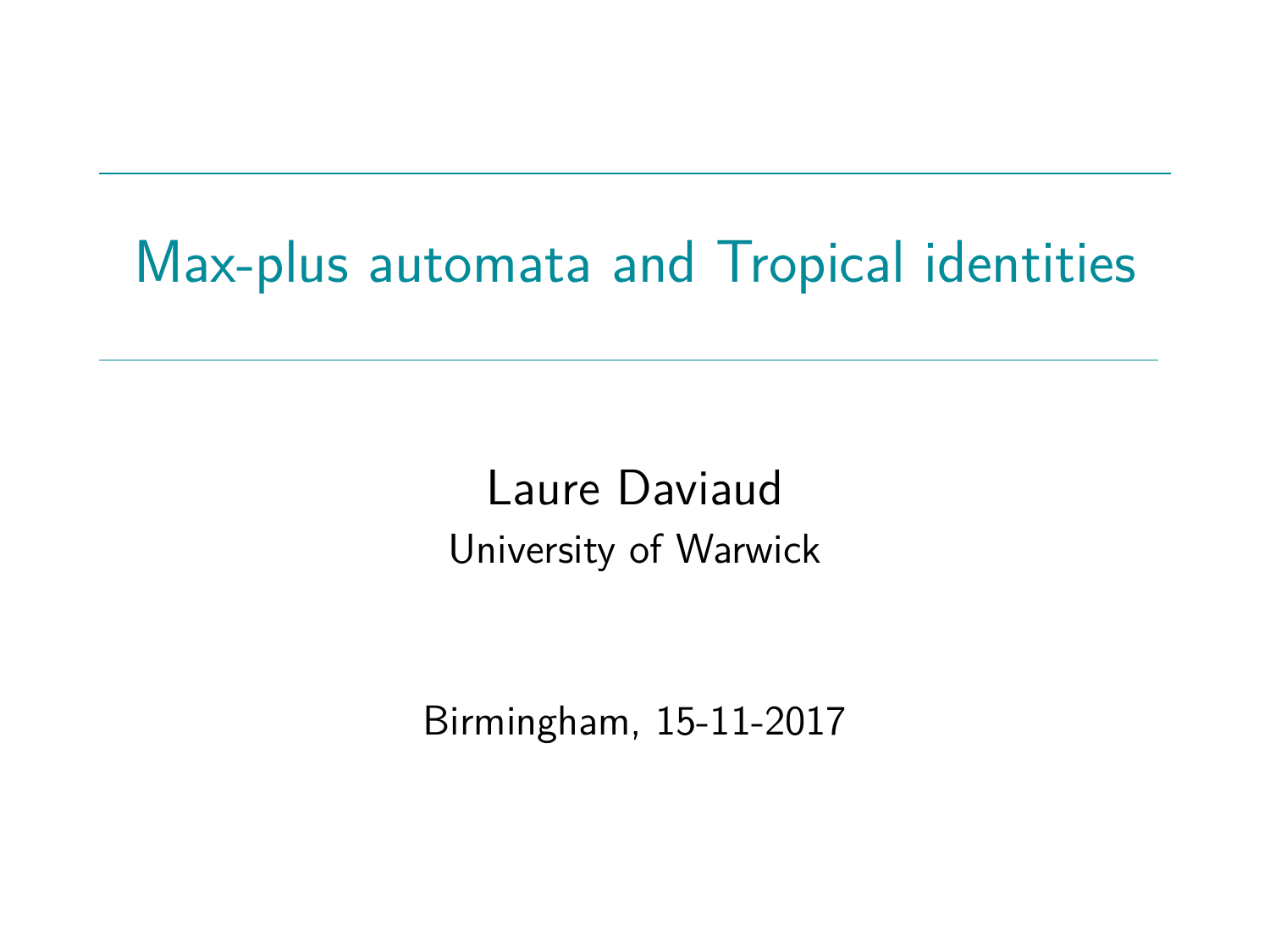# Max-plus automata and Tropical identities

Laure Daviaud

University of Warwick

Birmingham, 15-11-2017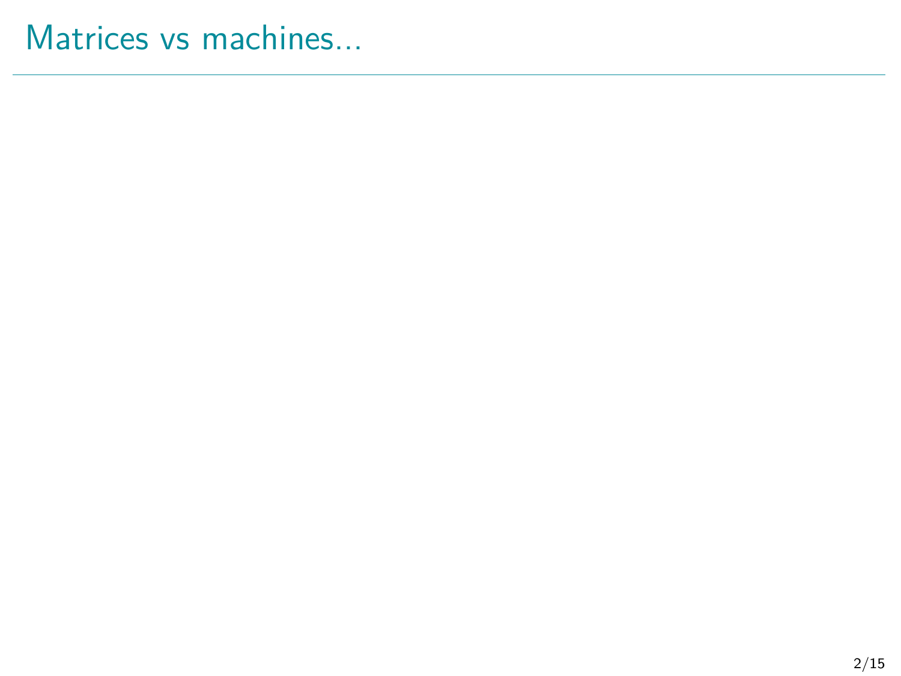# Matrices vs machines...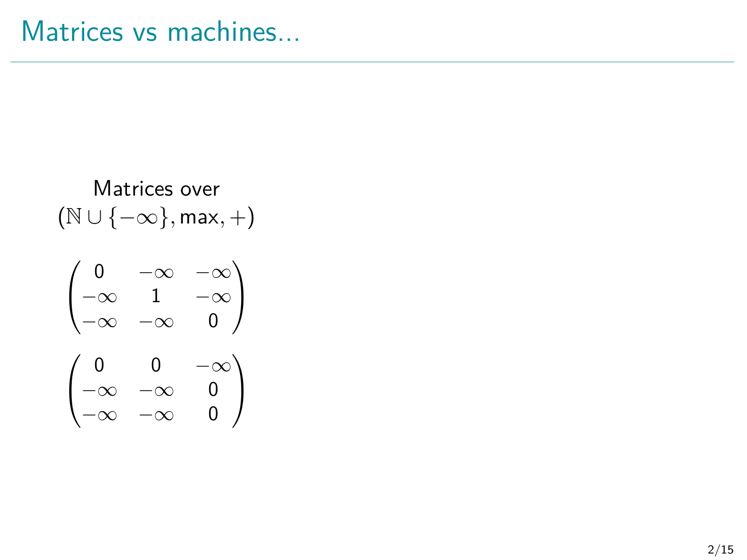# Matrices vs machines...

Matrices over
$(\mathbb{N} \cup \{-\infty\}, \max, +)$

$$\begin{pmatrix} 0 & -\infty & -\infty \\ -\infty & 1 & -\infty \\ -\infty & -\infty & 0 \end{pmatrix}$$

$$\begin{pmatrix} 0 & 0 & -\infty \\ -\infty & -\infty & 0 \\ -\infty & -\infty & 0 \end{pmatrix}$$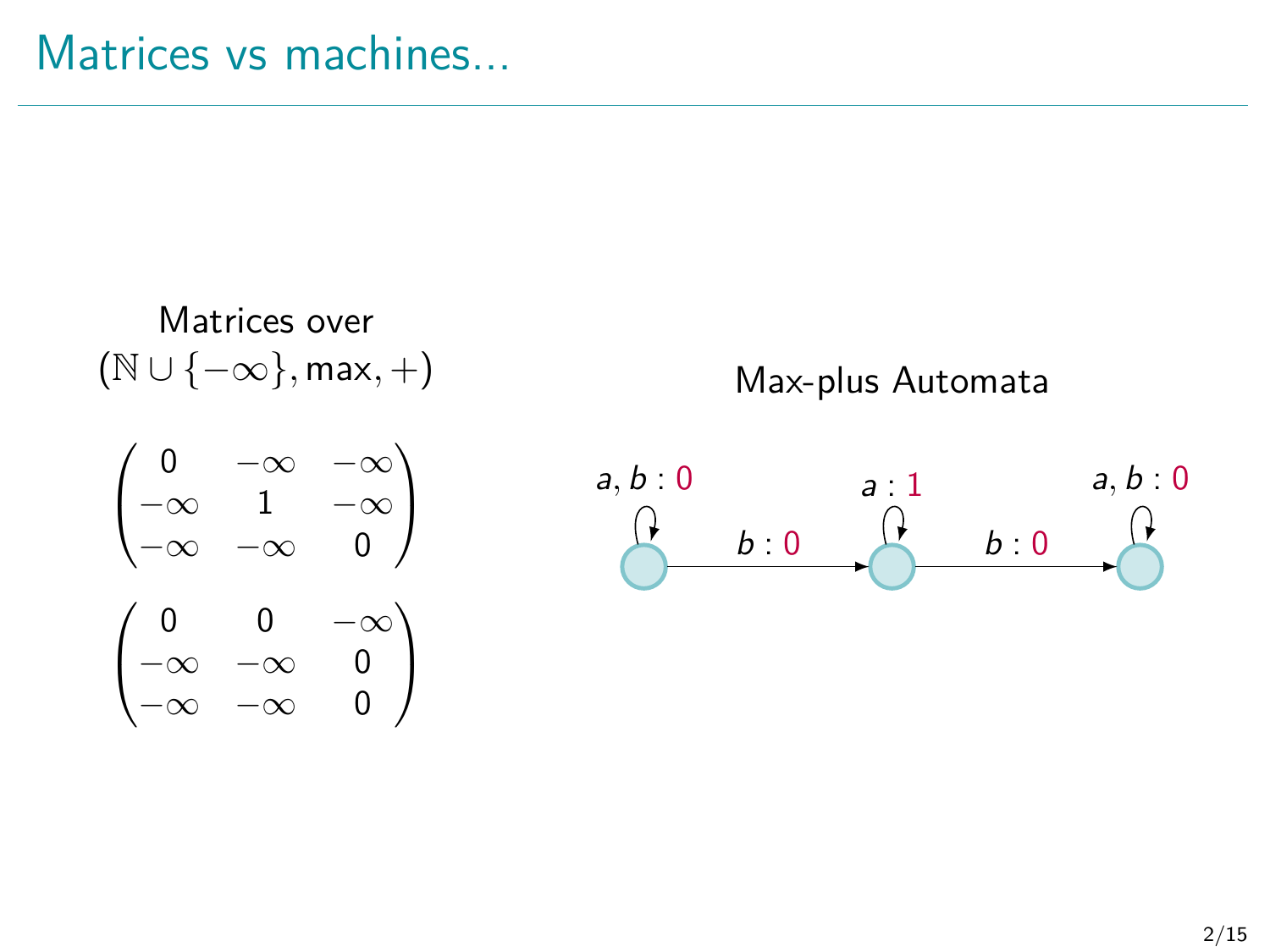# Matrices vs machines...

Matrices over
$(\mathbb{N} \cup \{-\infty\}, \max, +)$

$$\begin{pmatrix} 0 & -\infty & -\infty \\ -\infty & 1 & -\infty \\ -\infty & -\infty & 0 \end{pmatrix}$$

$$\begin{pmatrix} 0 & 0 & -\infty \\ -\infty & -\infty & 0 \\ -\infty & -\infty & 0 \end{pmatrix}$$

Max-plus Automata

$a, b : 0$ &nbsp;&nbsp; $b : 0$ &nbsp;&nbsp; $a : 1$ &nbsp;&nbsp; $b : 0$ &nbsp;&nbsp; $a, b : 0$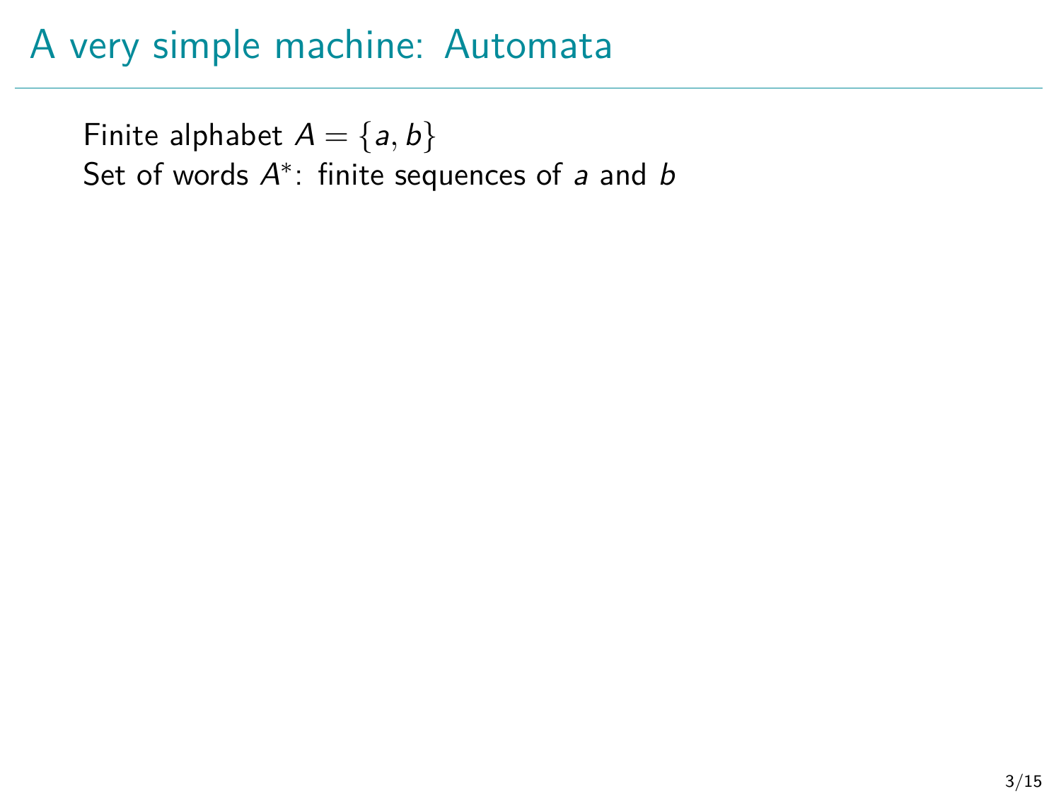# A very simple machine: Automata

Finite alphabet $A = \{a, b\}$
Set of words $A^*$: finite sequences of $a$ and $b$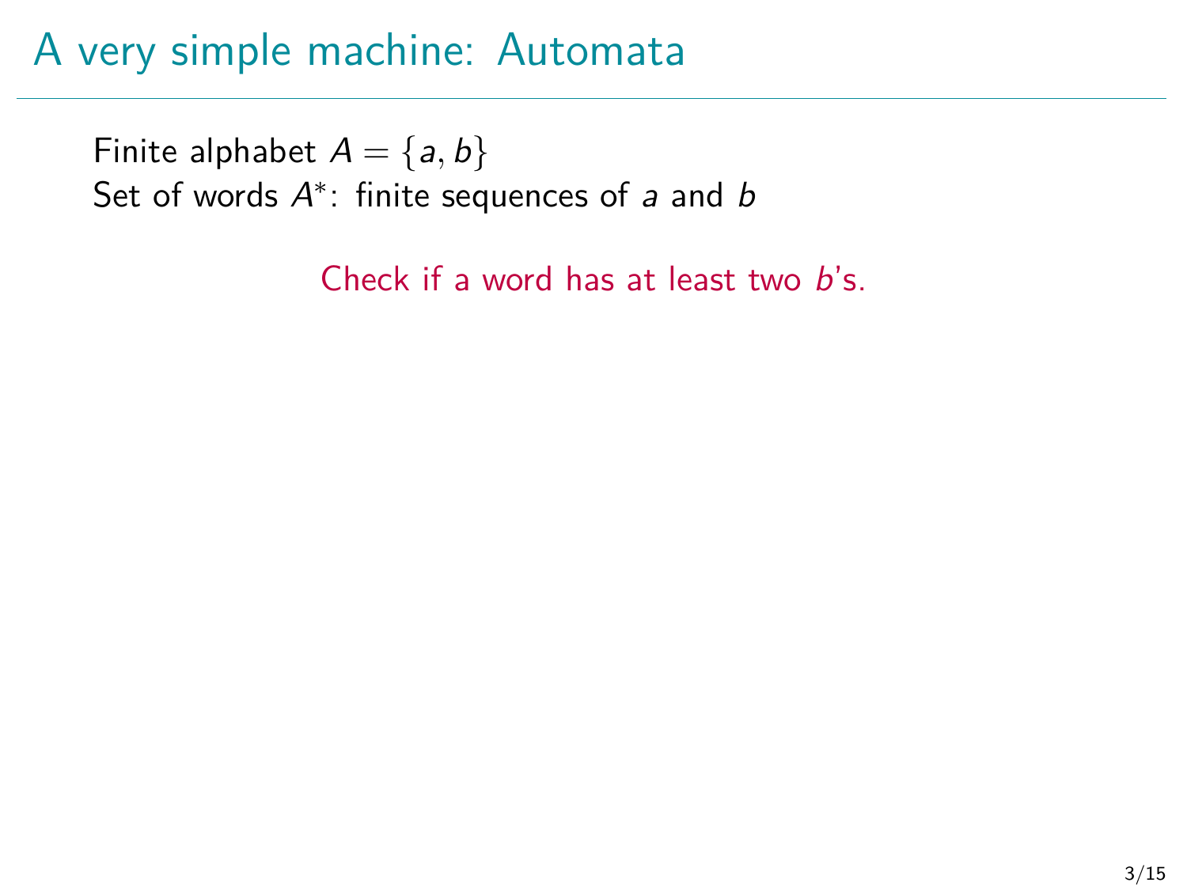# A very simple machine: Automata

Finite alphabet $A = \{a, b\}$
Set of words $A^*$: finite sequences of $a$ and $b$

Check if a word has at least two $b$'s.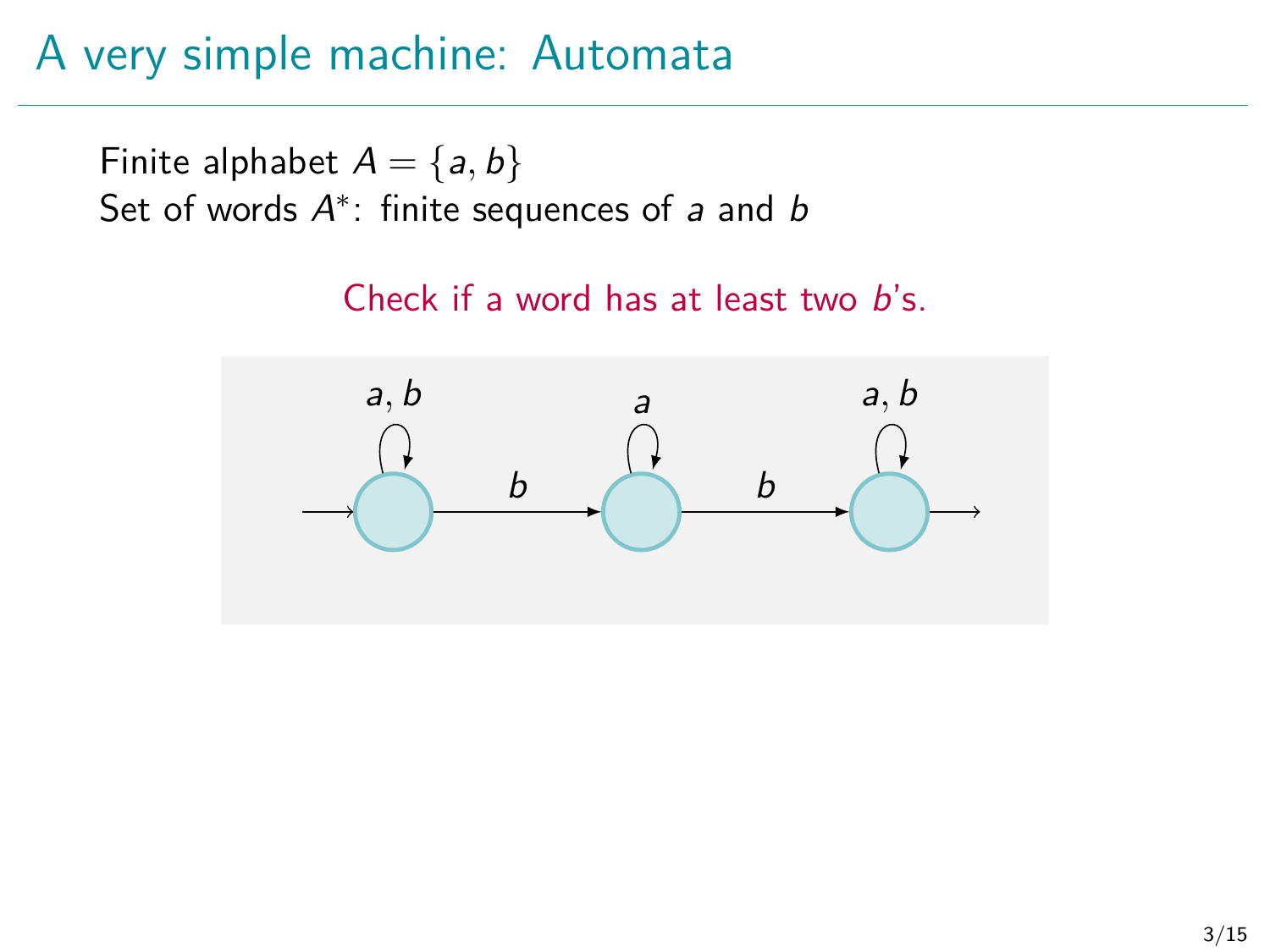# A very simple machine: Automata

Finite alphabet $A = \{a, b\}$
Set of words $A^*$: finite sequences of $a$ and $b$

Check if a word has at least two $b$'s.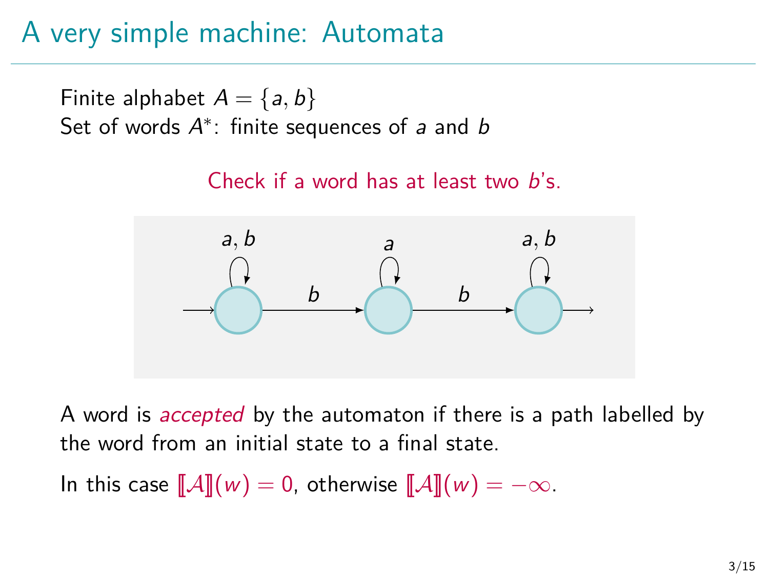# A very simple machine: Automata

Finite alphabet $A = \{a, b\}$
Set of words $A^*$: finite sequences of $a$ and $b$

Check if a word has at least two $b$'s.

A word is *accepted* by the automaton if there is a path labelled by the word from an initial state to a final state.

In this case $[\![\mathcal{A}]\!](w) = 0$, otherwise $[\![\mathcal{A}]\!](w) = -\infty$.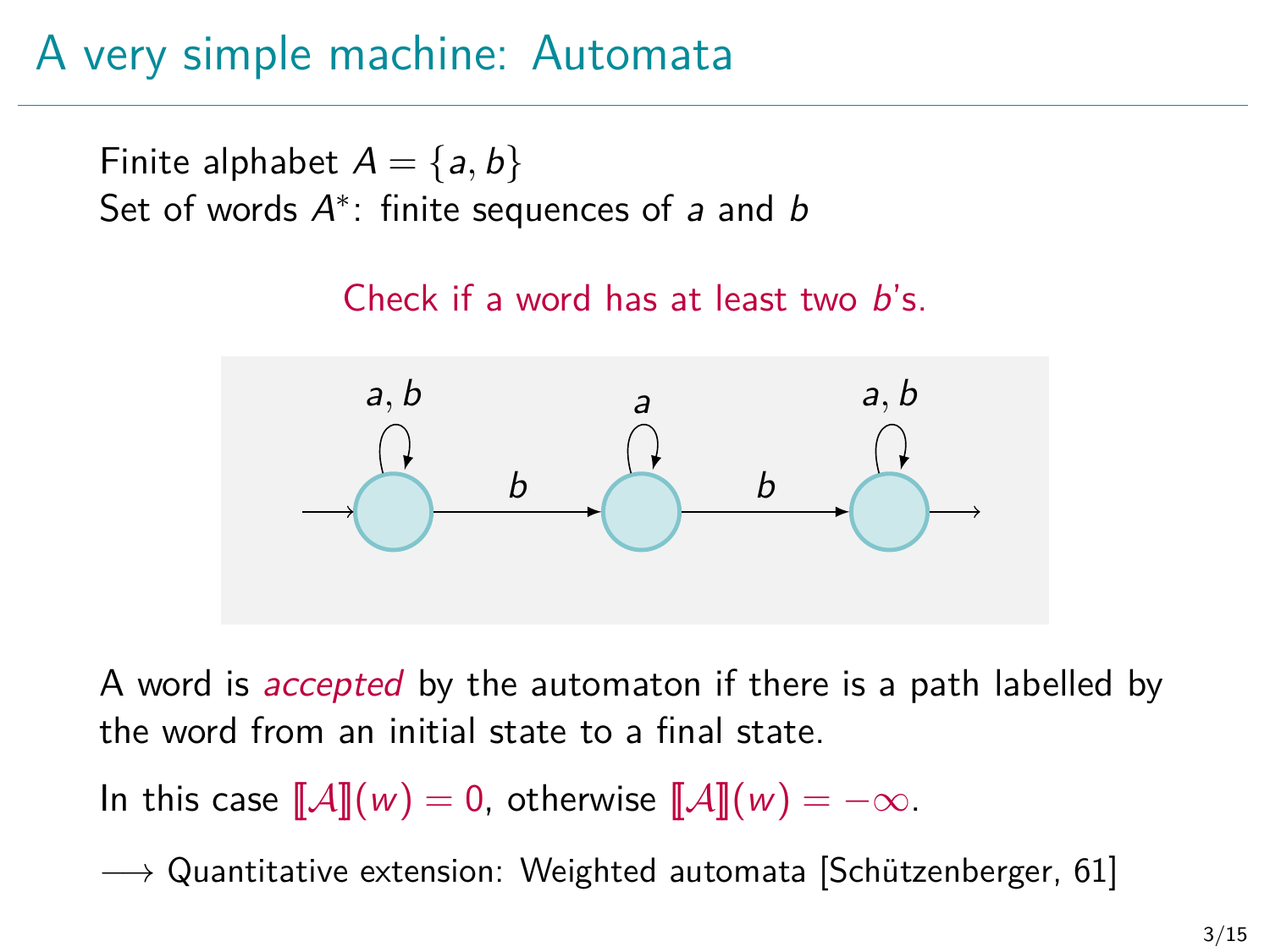# A very simple machine: Automata

Finite alphabet $A = \{a, b\}$
Set of words $A^*$: finite sequences of $a$ and $b$

Check if a word has at least two $b$'s.

A word is *accepted* by the automaton if there is a path labelled by the word from an initial state to a final state.

In this case $[\![\mathcal{A}]\!](w) = 0$, otherwise $[\![\mathcal{A}]\!](w) = -\infty$.

$\longrightarrow$ Quantitative extension: Weighted automata [Schützenberger, 61]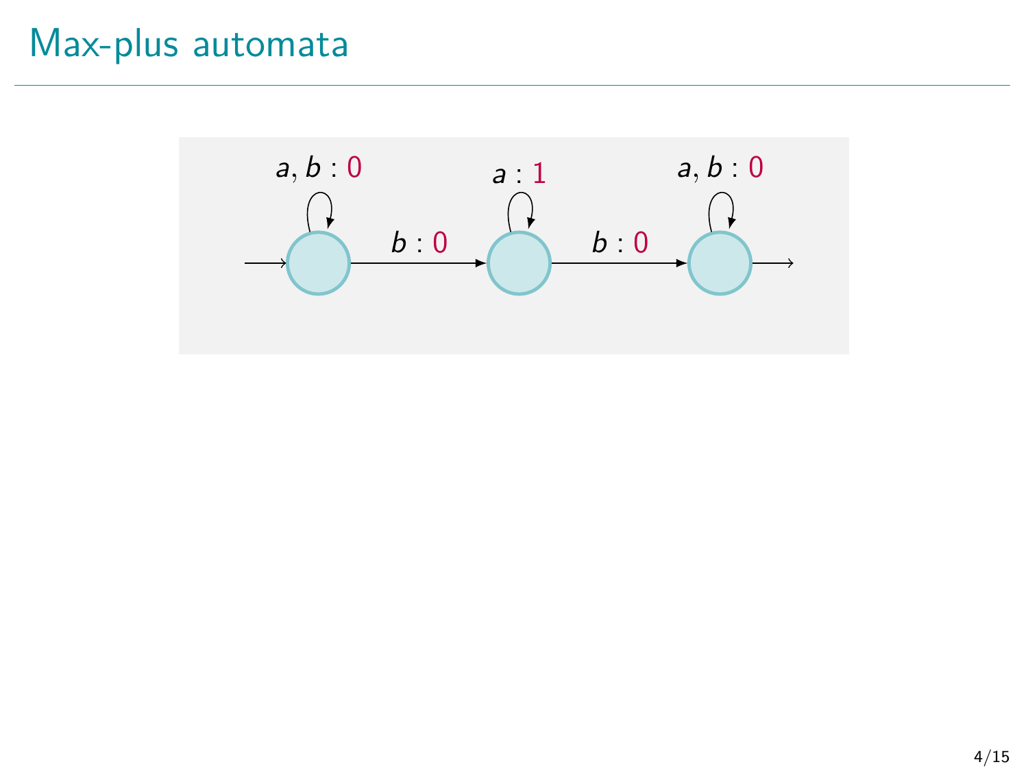# Max-plus automata

$a, b : 0$ $\quad$ $a : 1$ $\quad$ $a, b : 0$

$b : 0$ $\quad$ $b : 0$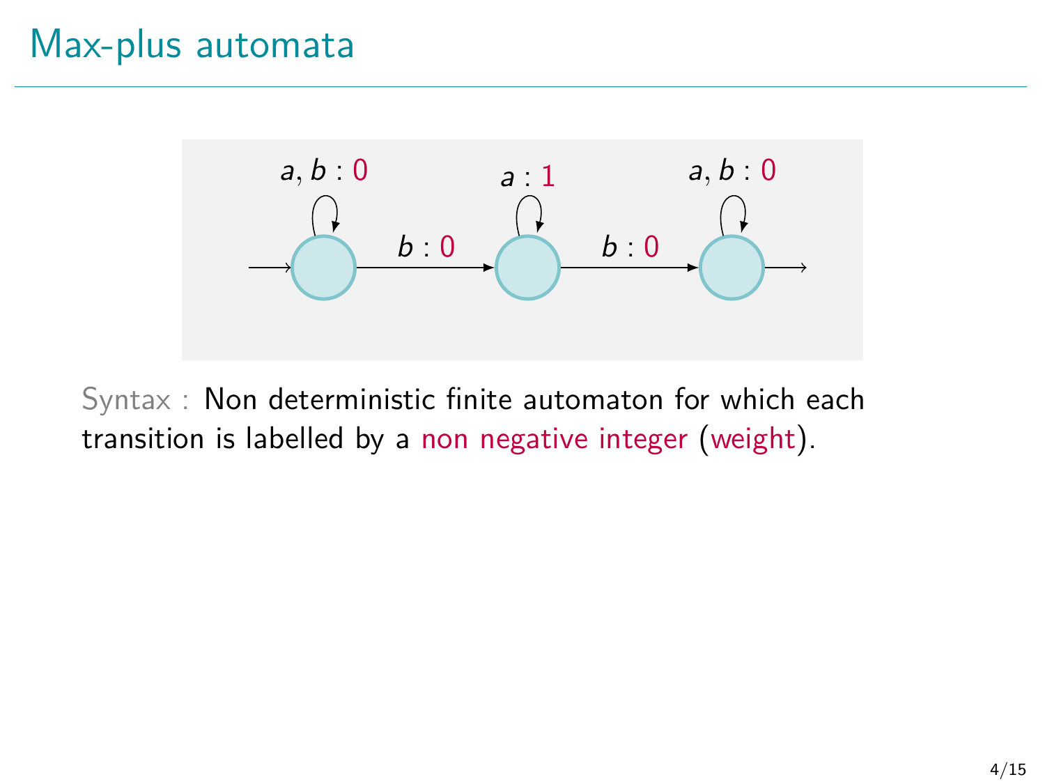# Max-plus automata

Syntax : Non deterministic finite automaton for which each transition is labelled by a non negative integer (weight).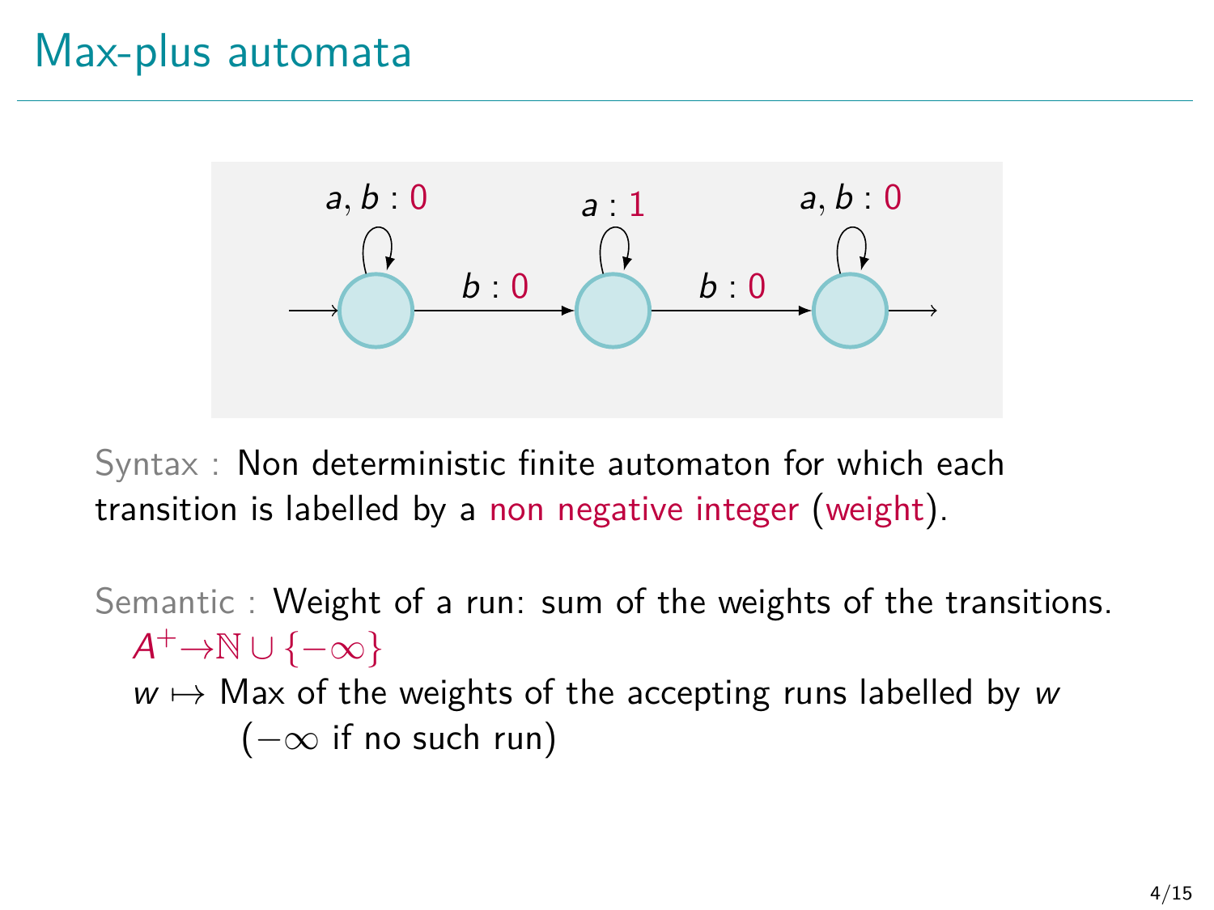# Max-plus automata

Syntax : Non deterministic finite automaton for which each transition is labelled by a non negative integer (weight).

Semantic : Weight of a run: sum of the weights of the transitions.

$A^+ \to \mathbb{N} \cup \{-\infty\}$

$w \mapsto$ Max of the weights of the accepting runs labelled by $w$ ($-\infty$ if no such run)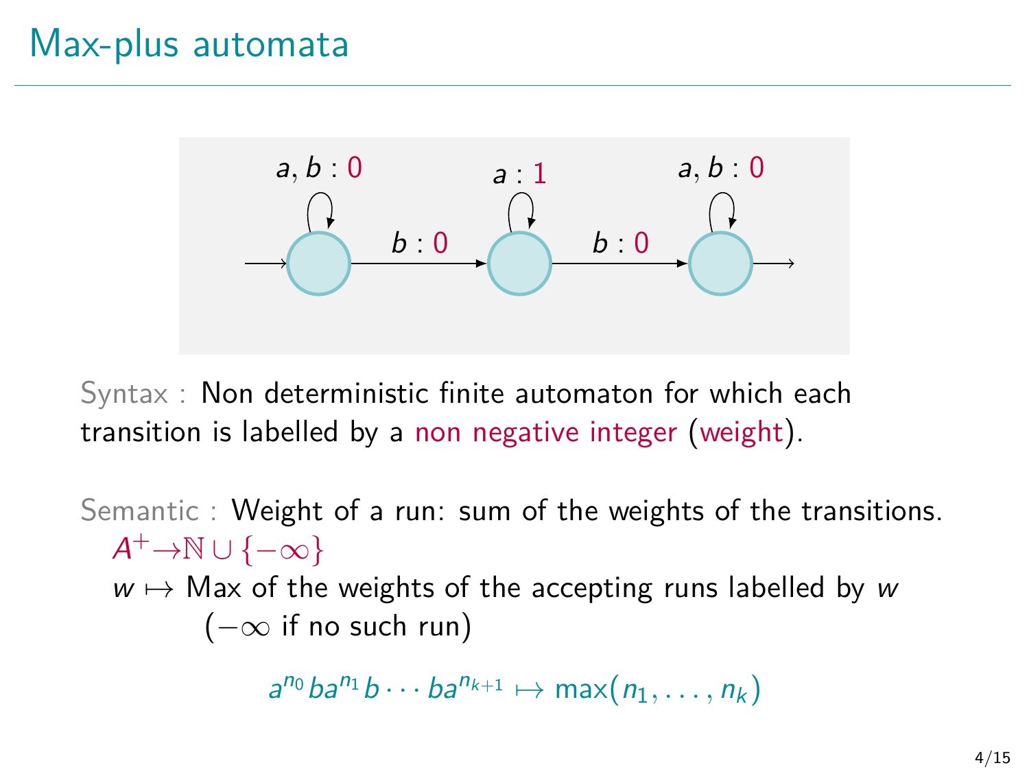# Max-plus automata

Syntax : Non deterministic finite automaton for which each transition is labelled by a non negative integer (weight).

Semantic : Weight of a run: sum of the weights of the transitions.

$A^+ \to \mathbb{N} \cup \{-\infty\}$

$w \mapsto$ Max of the weights of the accepting runs labelled by $w$ ($-\infty$ if no such run)

$$a^{n_0} b a^{n_1} b \cdots b a^{n_{k+1}} \mapsto \max(n_1, \ldots, n_k)$$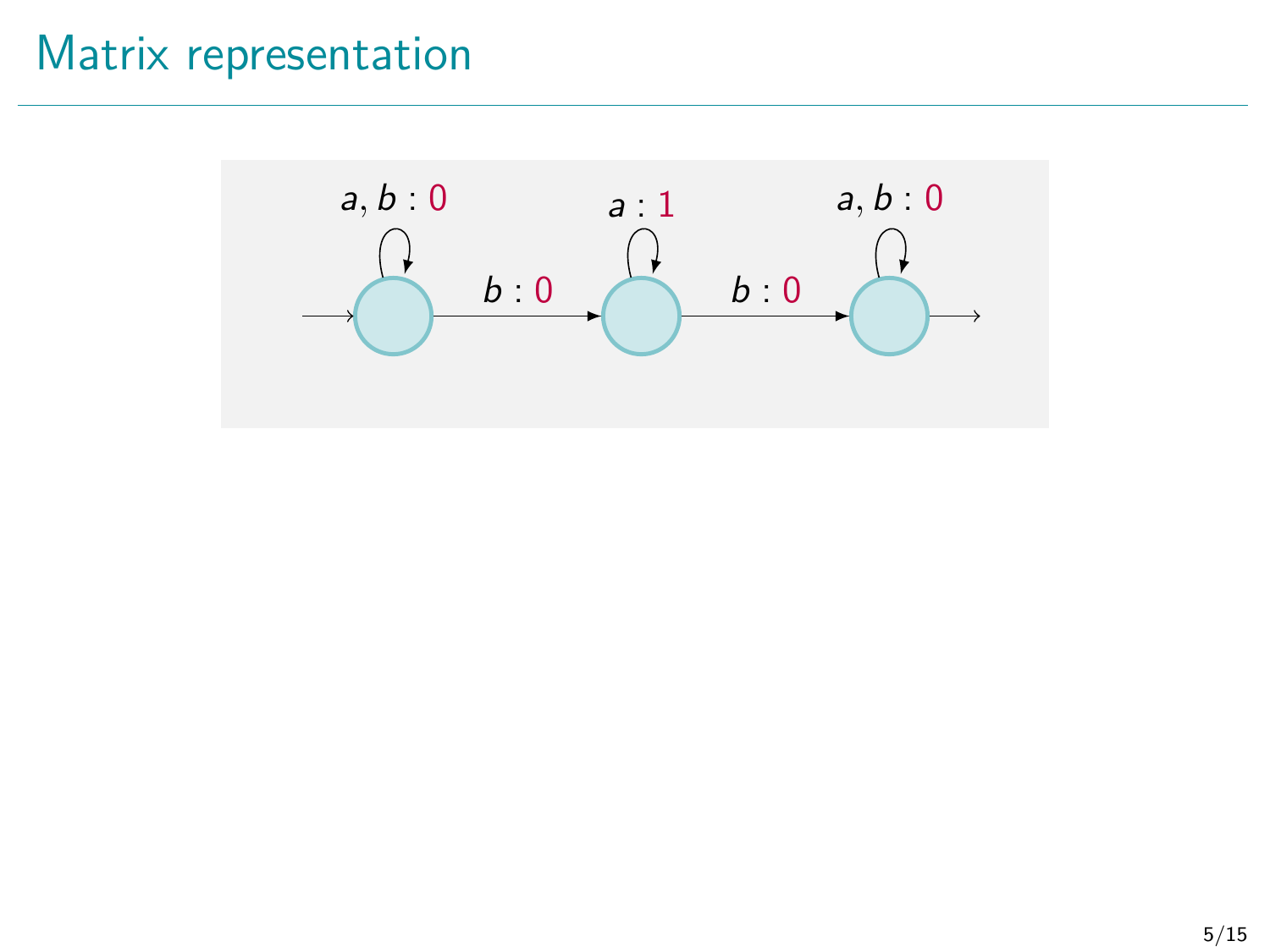# Matrix representation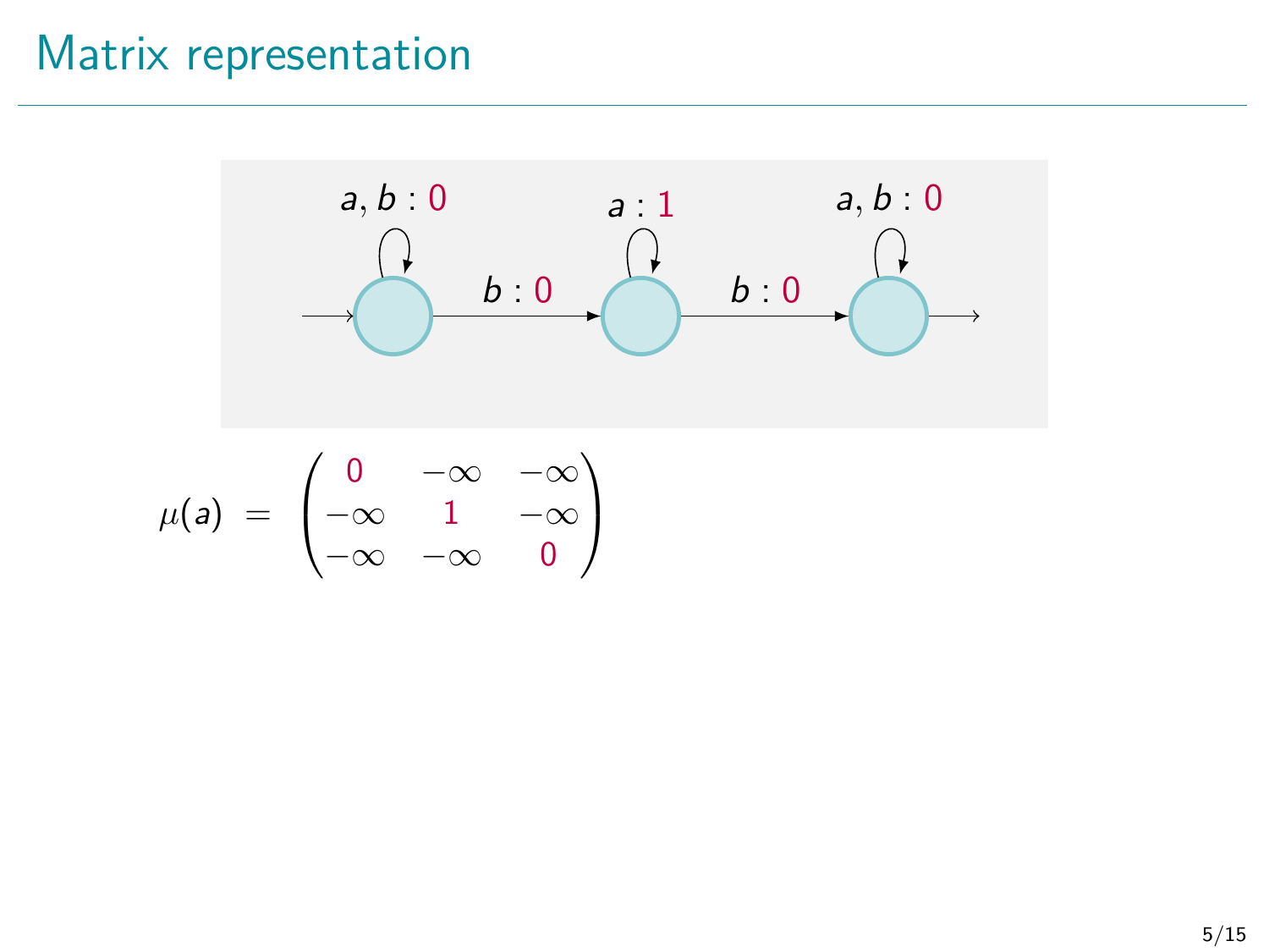# Matrix representation

$$\mu(a) = \begin{pmatrix} 0 & -\infty & -\infty \\ -\infty & 1 & -\infty \\ -\infty & -\infty & 0 \end{pmatrix}$$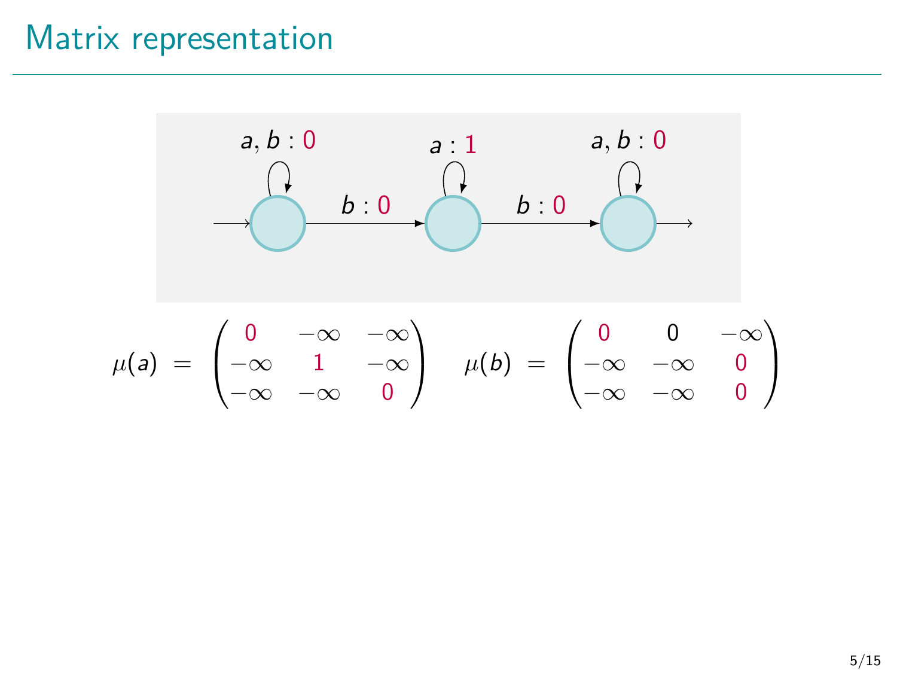# Matrix representation

$$\mu(a) = \begin{pmatrix} 0 & -\infty & -\infty \\ -\infty & 1 & -\infty \\ -\infty & -\infty & 0 \end{pmatrix} \quad \mu(b) = \begin{pmatrix} 0 & 0 & -\infty \\ -\infty & -\infty & 0 \\ -\infty & -\infty & 0 \end{pmatrix}$$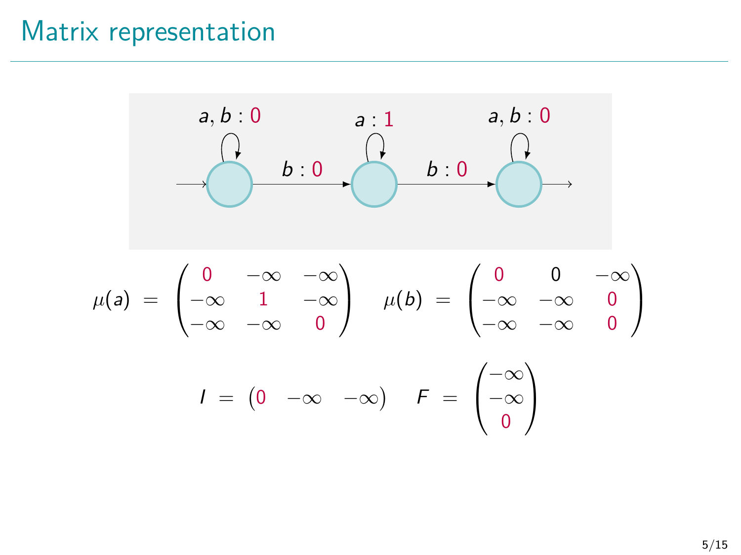# Matrix representation

$$\mu(a) = \begin{pmatrix} 0 & -\infty & -\infty \\ -\infty & 1 & -\infty \\ -\infty & -\infty & 0 \end{pmatrix} \quad \mu(b) = \begin{pmatrix} 0 & 0 & -\infty \\ -\infty & -\infty & 0 \\ -\infty & -\infty & 0 \end{pmatrix}$$

$$I = \begin{pmatrix} 0 & -\infty & -\infty \end{pmatrix} \quad F = \begin{pmatrix} -\infty \\ -\infty \\ 0 \end{pmatrix}$$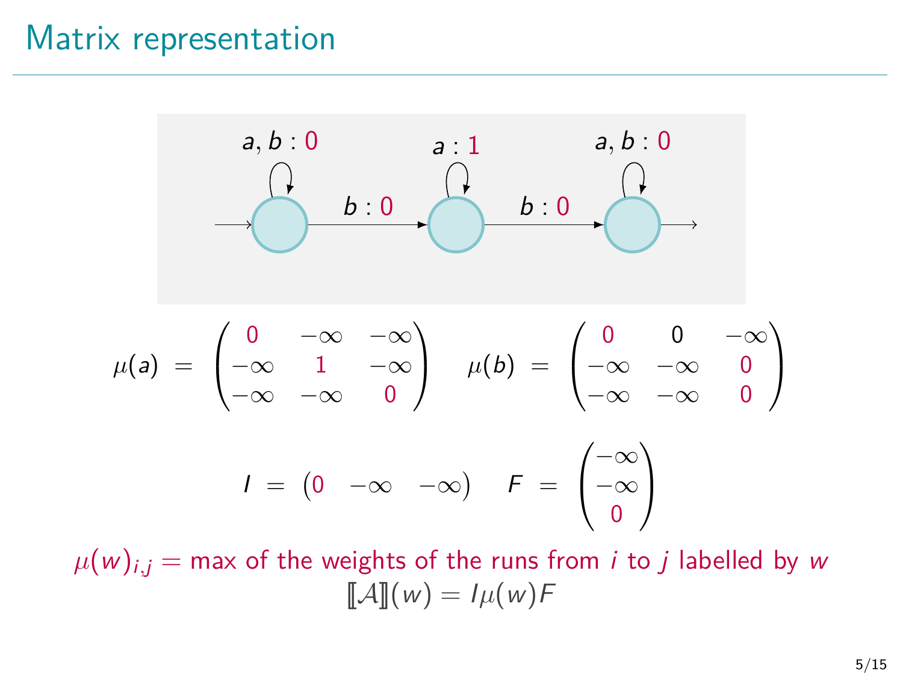# Matrix representation

$$\mu(a) = \begin{pmatrix} 0 & -\infty & -\infty \\ -\infty & 1 & -\infty \\ -\infty & -\infty & 0 \end{pmatrix} \quad \mu(b) = \begin{pmatrix} 0 & 0 & -\infty \\ -\infty & -\infty & 0 \\ -\infty & -\infty & 0 \end{pmatrix}$$

$$I = \begin{pmatrix} 0 & -\infty & -\infty \end{pmatrix} \quad F = \begin{pmatrix} -\infty \\ -\infty \\ 0 \end{pmatrix}$$

$\mu(w)_{i,j} =$ max of the weights of the runs from $i$ to $j$ labelled by $w$

$$[\![\mathcal{A}]\!](w) = I\mu(w)F$$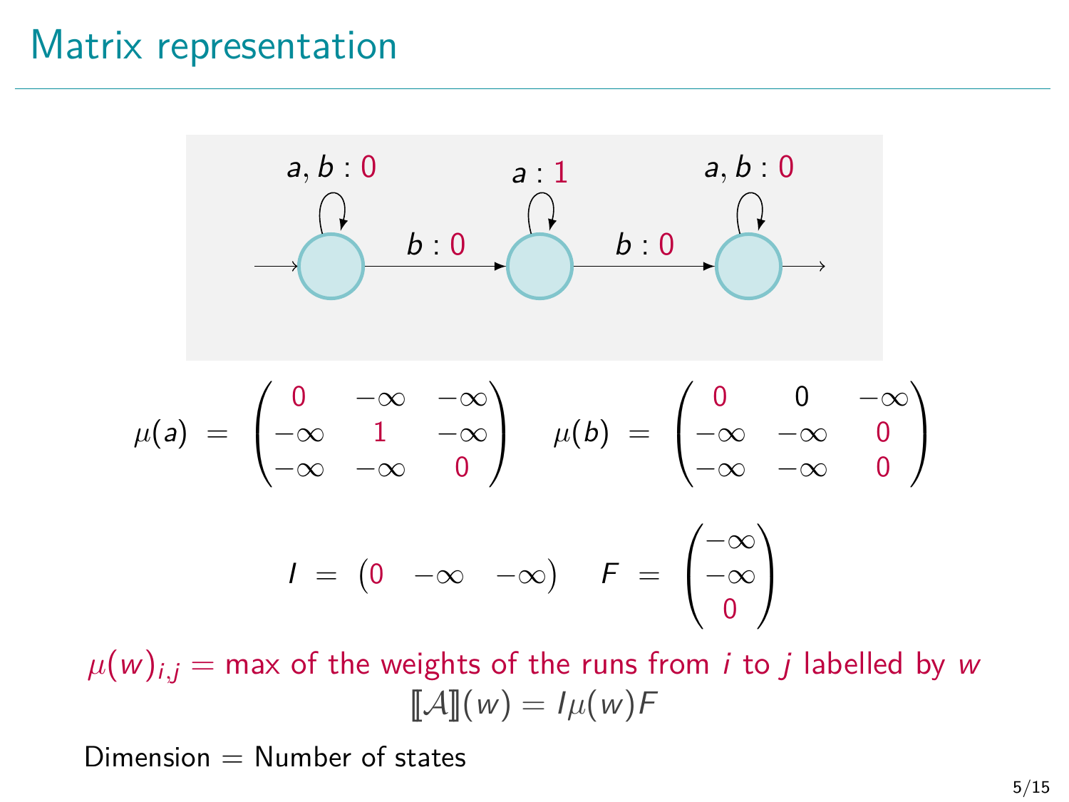# Matrix representation

$$\mu(a) = \begin{pmatrix} 0 & -\infty & -\infty \\ -\infty & 1 & -\infty \\ -\infty & -\infty & 0 \end{pmatrix} \quad \mu(b) = \begin{pmatrix} 0 & 0 & -\infty \\ -\infty & -\infty & 0 \\ -\infty & -\infty & 0 \end{pmatrix}$$

$$I = \begin{pmatrix} 0 & -\infty & -\infty \end{pmatrix} \quad F = \begin{pmatrix} -\infty \\ -\infty \\ 0 \end{pmatrix}$$

$\mu(w)_{i,j}$ = max of the weights of the runs from $i$ to $j$ labelled by $w$

$$[\![\mathcal{A}]\!](w) = I\mu(w)F$$

Dimension = Number of states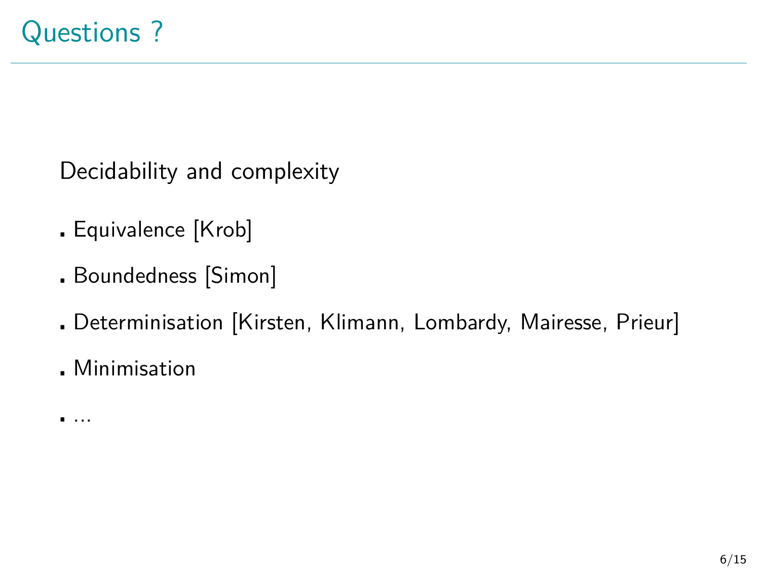# Questions ?

Decidability and complexity

- Equivalence [Krob]
- Boundedness [Simon]
- Determinisation [Kirsten, Klimann, Lombardy, Mairesse, Prieur]
- Minimisation
- ...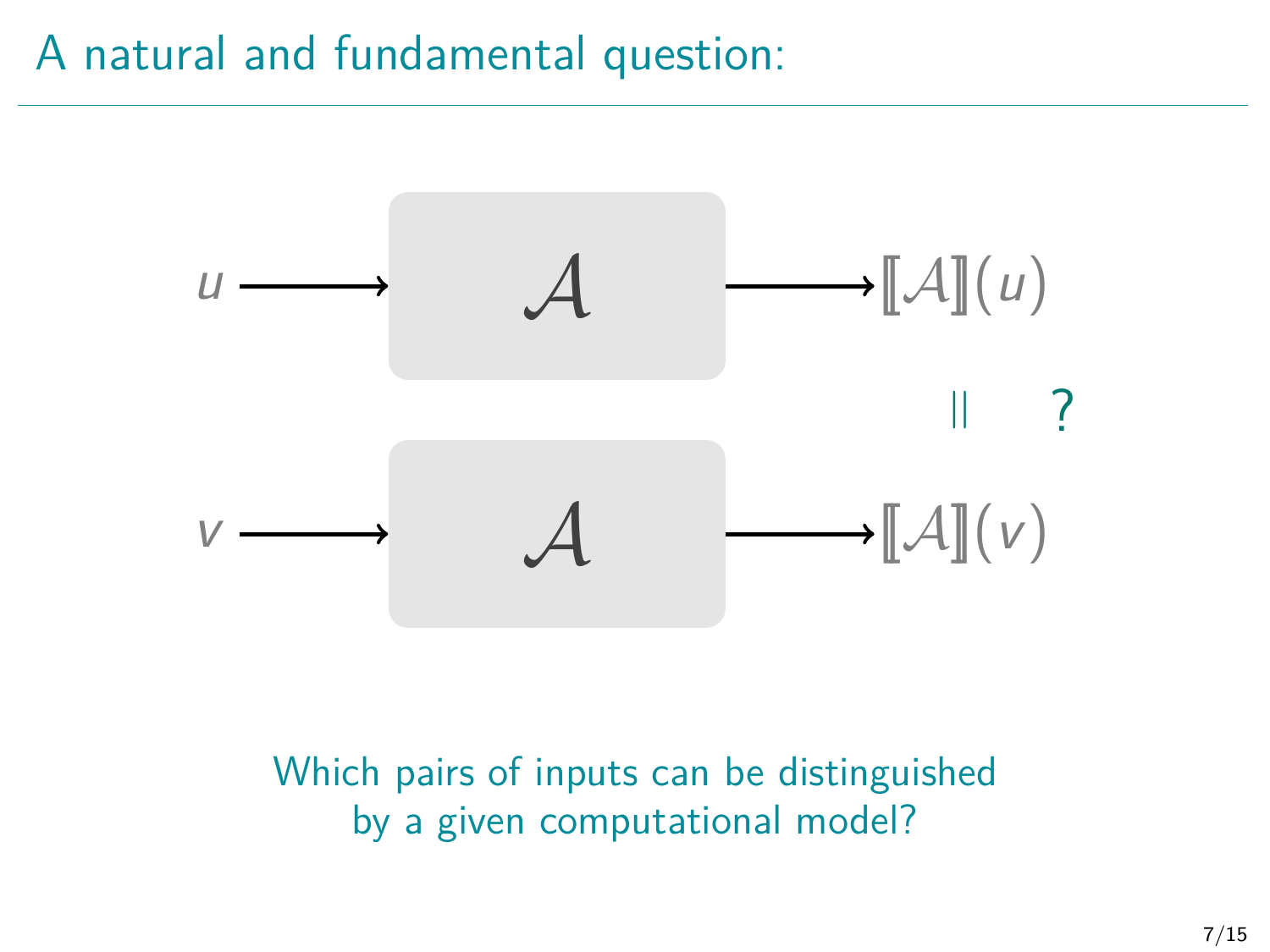# A natural and fundamental question:

$$u \longrightarrow \boxed{\mathcal{A}} \longrightarrow [\![\mathcal{A}]\!](u)$$

$$\| \quad ?$$

$$v \longrightarrow \boxed{\mathcal{A}} \longrightarrow [\![\mathcal{A}]\!](v)$$

Which pairs of inputs can be distinguished by a given computational model?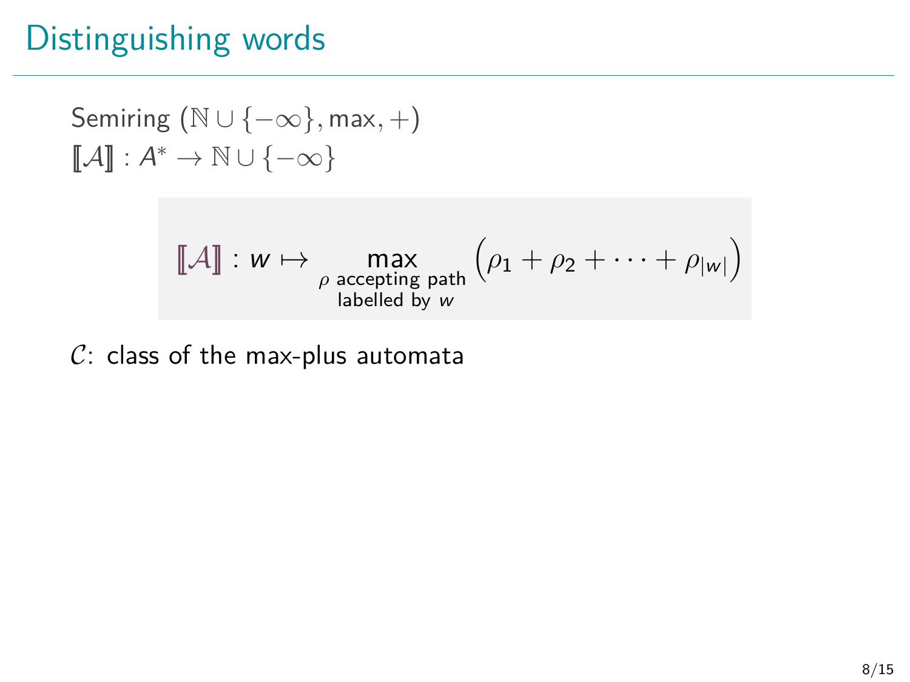# Distinguishing words

Semiring $(\mathbb{N} \cup \{-\infty\}, \max, +)$
$[\![\mathcal{A}]\!] : A^* \to \mathbb{N} \cup \{-\infty\}$

$$[\![\mathcal{A}]\!] : w \mapsto \max_{\substack{\rho \text{ accepting path} \\ \text{labelled by } w}} \left(\rho_1 + \rho_2 + \cdots + \rho_{|w|}\right)$$

$\mathcal{C}$: class of the max-plus automata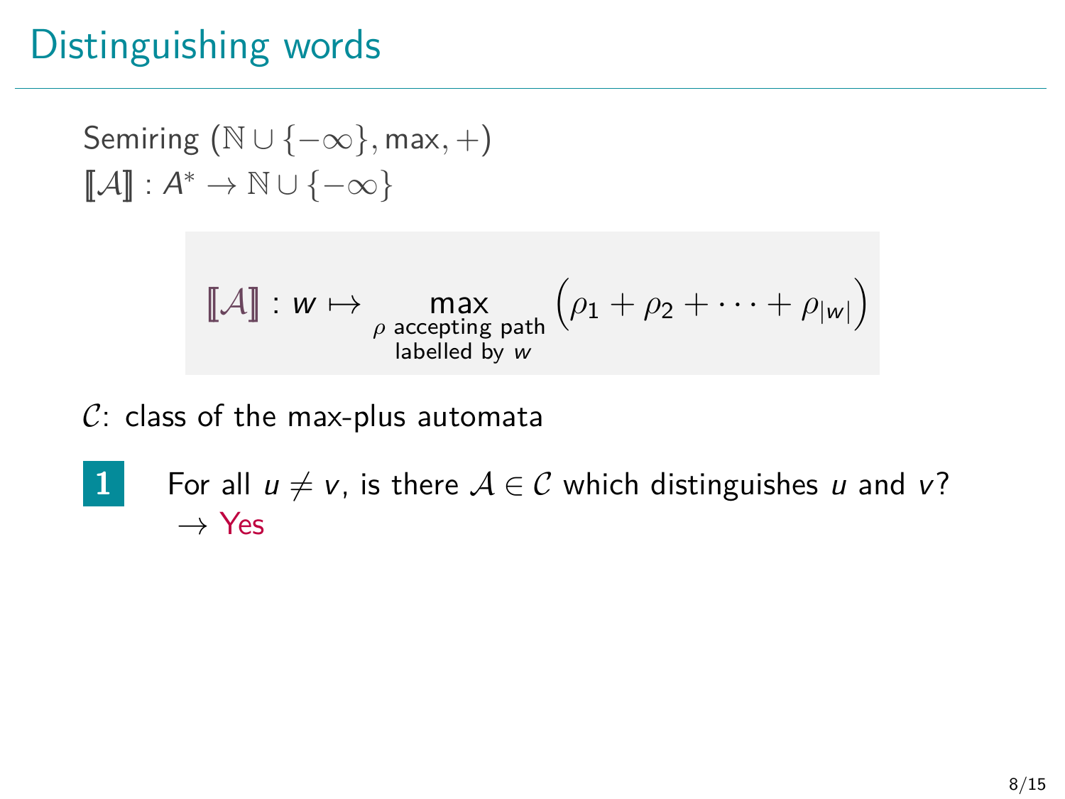# Distinguishing words

Semiring $(\mathbb{N} \cup \{-\infty\}, \max, +)$
$[\![\mathcal{A}]\!] : A^* \to \mathbb{N} \cup \{-\infty\}$

$$[\![\mathcal{A}]\!] : w \mapsto \max_{\substack{\rho \text{ accepting path} \\ \text{labelled by } w}} \left(\rho_1 + \rho_2 + \cdots + \rho_{|w|}\right)$$

$\mathcal{C}$: class of the max-plus automata

**1** For all $u \neq v$, is there $\mathcal{A} \in \mathcal{C}$ which distinguishes $u$ and $v$?
$\to$ Yes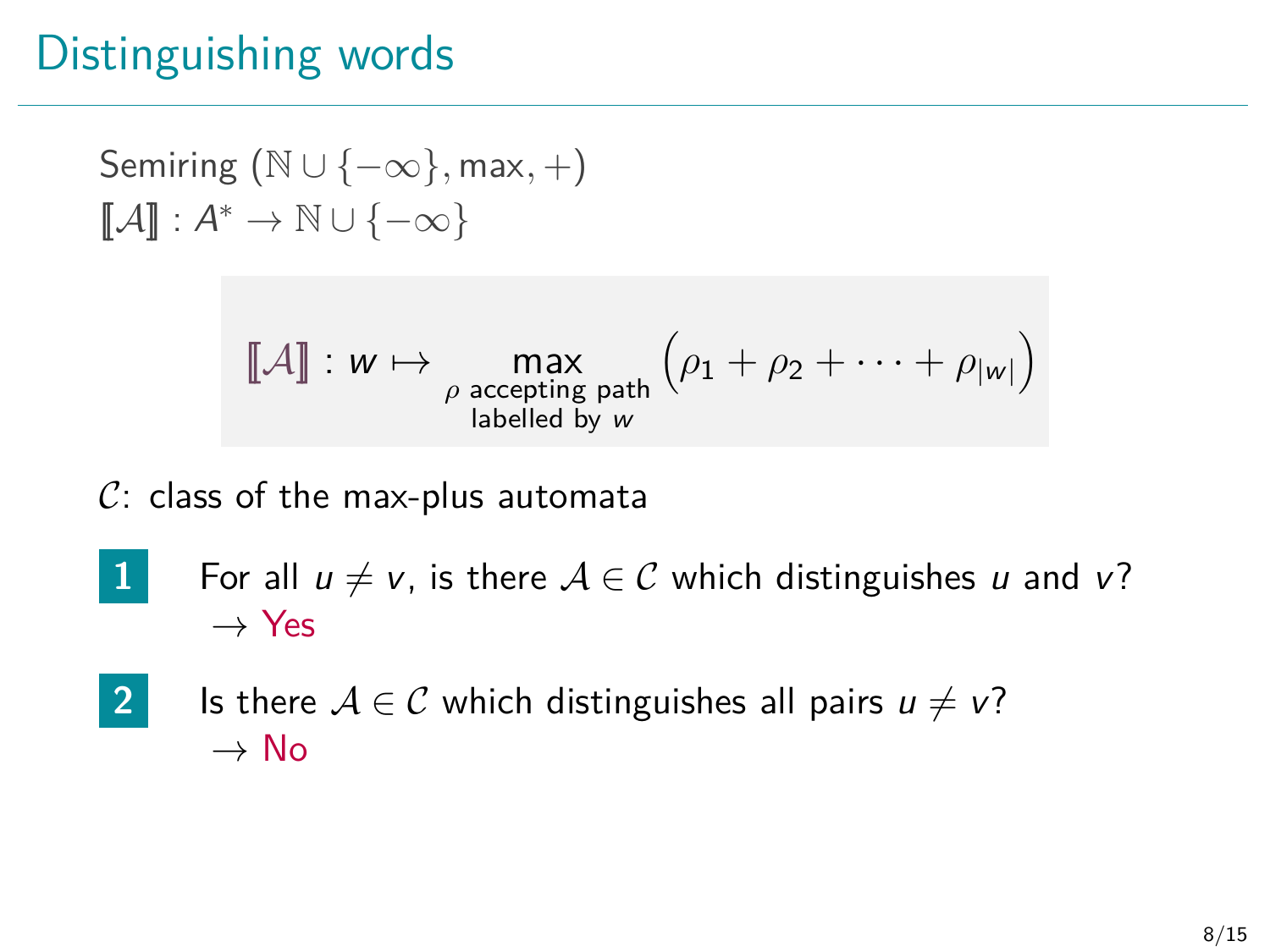# Distinguishing words

Semiring $(\mathbb{N} \cup \{-\infty\}, \max, +)$
$[\![\mathcal{A}]\!] : A^* \to \mathbb{N} \cup \{-\infty\}$

$$[\![\mathcal{A}]\!] : w \mapsto \max_{\substack{\rho \text{ accepting path} \\ \text{labelled by } w}} \left(\rho_1 + \rho_2 + \cdots + \rho_{|w|}\right)$$

$\mathcal{C}$: class of the max-plus automata

**1** For all $u \neq v$, is there $\mathcal{A} \in \mathcal{C}$ which distinguishes $u$ and $v$?
$\to$ Yes

**2** Is there $\mathcal{A} \in \mathcal{C}$ which distinguishes all pairs $u \neq v$?
$\to$ No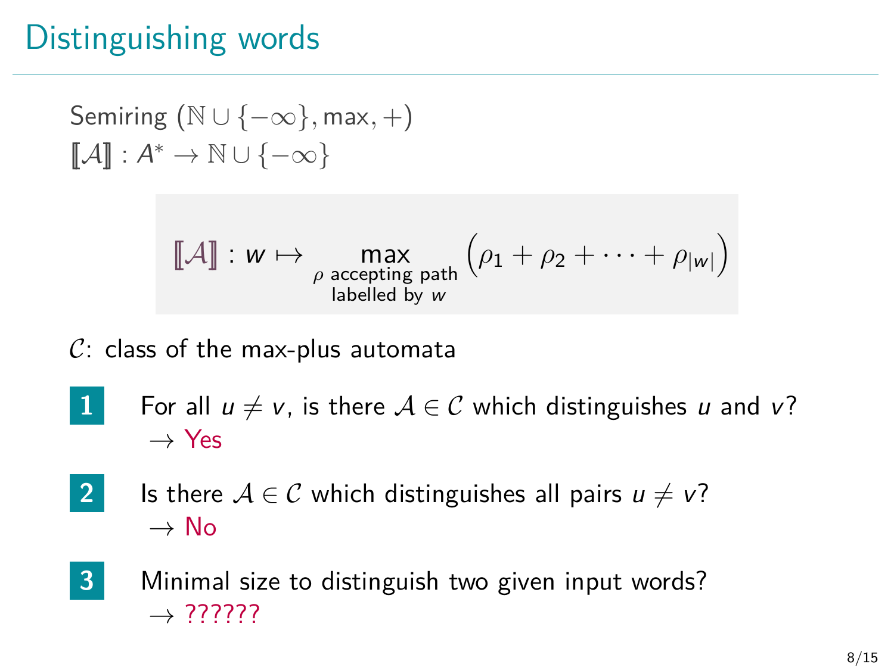# Distinguishing words

Semiring $(\mathbb{N} \cup \{-\infty\}, \max, +)$
$[\![\mathcal{A}]\!] : A^* \to \mathbb{N} \cup \{-\infty\}$

$$[\![\mathcal{A}]\!] : w \mapsto \max_{\substack{\rho \text{ accepting path} \\ \text{labelled by } w}} \left(\rho_1 + \rho_2 + \cdots + \rho_{|w|}\right)$$

$\mathcal{C}$: class of the max-plus automata

**1** For all $u \neq v$, is there $\mathcal{A} \in \mathcal{C}$ which distinguishes $u$ and $v$?
$\rightarrow$ Yes

**2** Is there $\mathcal{A} \in \mathcal{C}$ which distinguishes all pairs $u \neq v$?
$\rightarrow$ No

**3** Minimal size to distinguish two given input words?
$\rightarrow$ ??????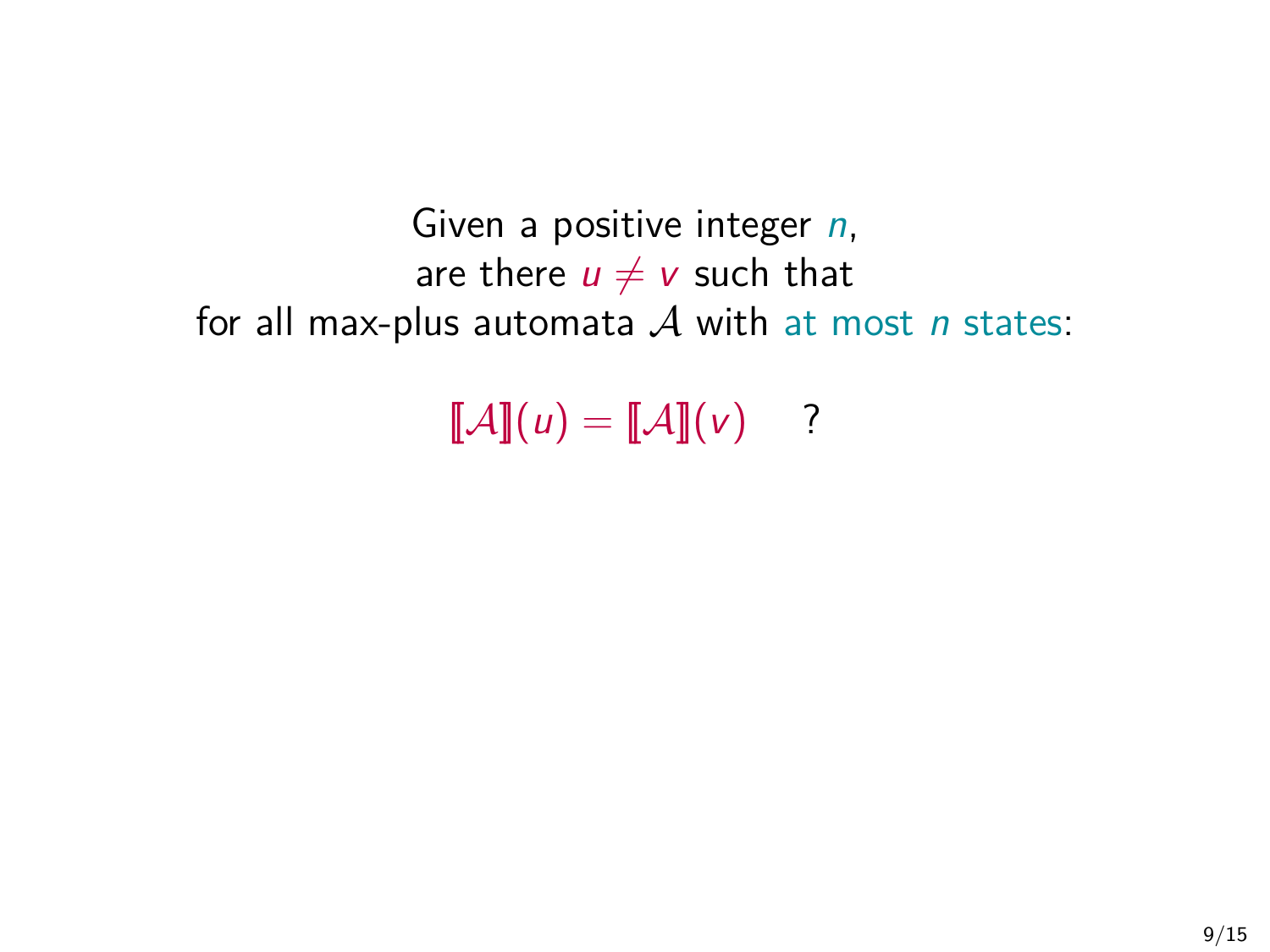Given a positive integer $n$,
are there $u \neq v$ such that
for all max-plus automata $\mathcal{A}$ with at most $n$ states:

$$[\![\mathcal{A}]\!](u) = [\![\mathcal{A}]\!](v) \quad ?$$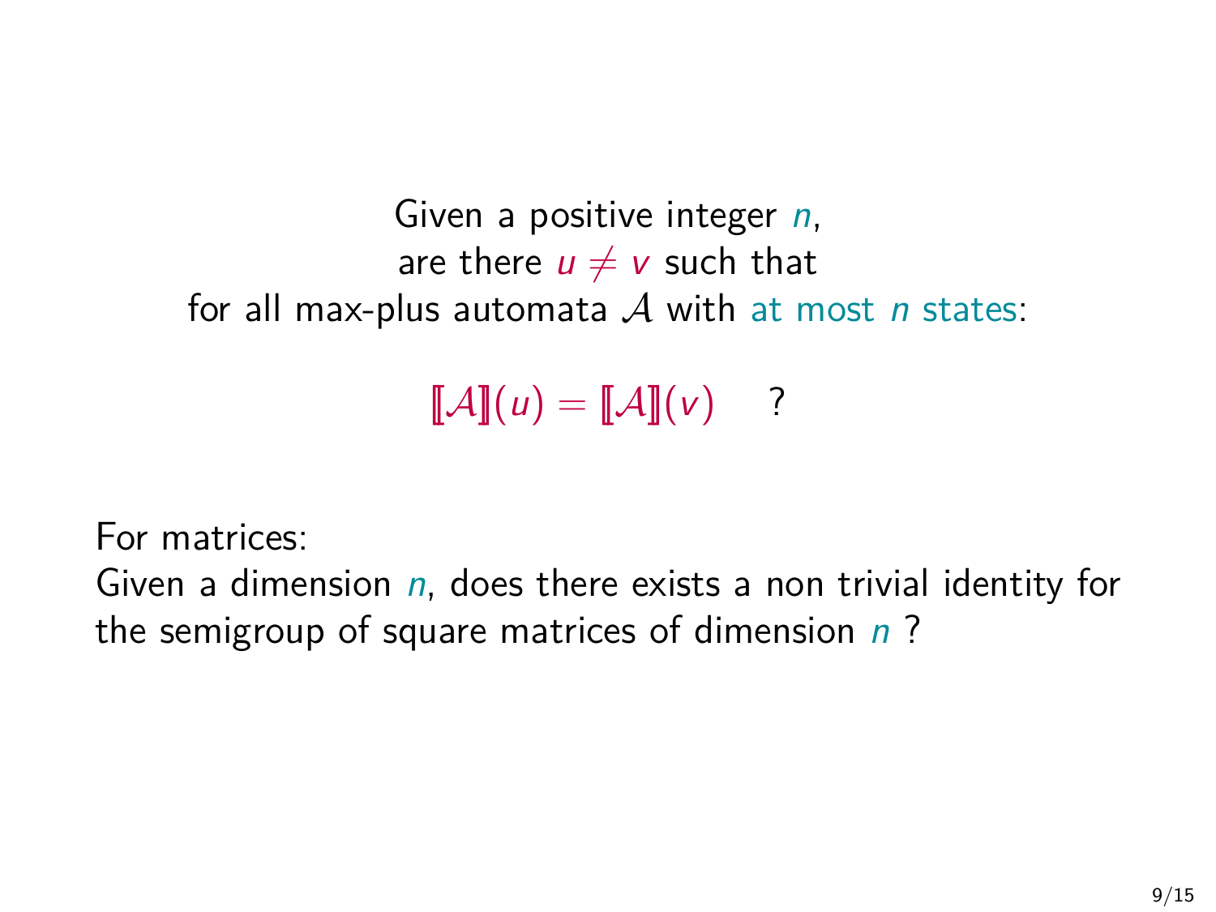Given a positive integer $n$,
are there $u \neq v$ such that
for all max-plus automata $\mathcal{A}$ with at most $n$ states:

$$[\![\mathcal{A}]\!](u) = [\![\mathcal{A}]\!](v) \quad ?$$

For matrices:
Given a dimension $n$, does there exists a non trivial identity for the semigroup of square matrices of dimension $n$ ?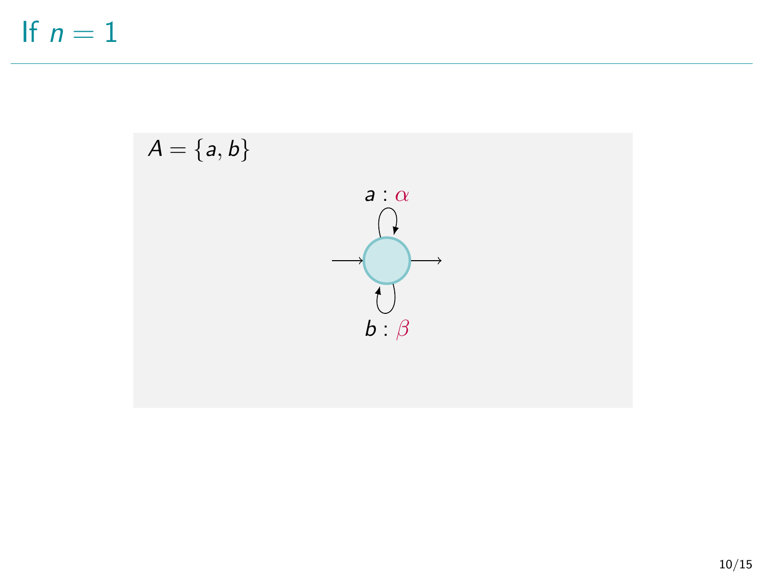# If $n = 1$

$A = \{a, b\}$

$a : \alpha$

$b : \beta$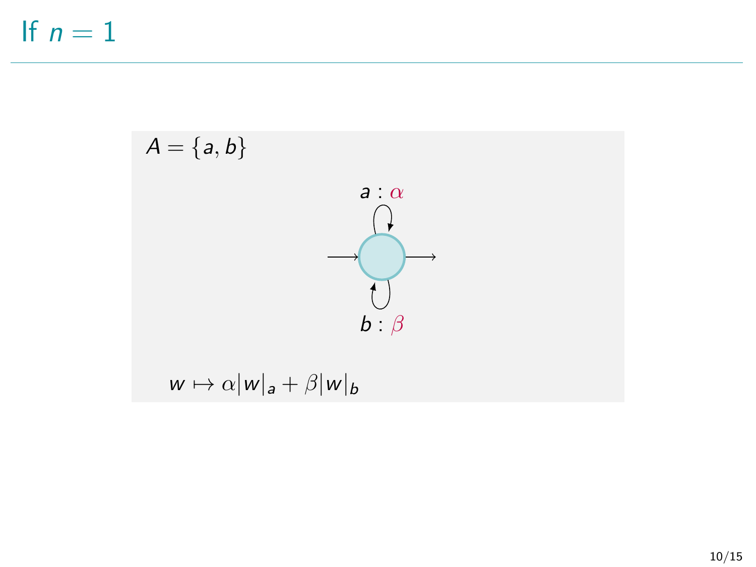# If $n = 1$

$A = \{a, b\}$

$a : \alpha$

$b : \beta$

$w \mapsto \alpha|w|_a + \beta|w|_b$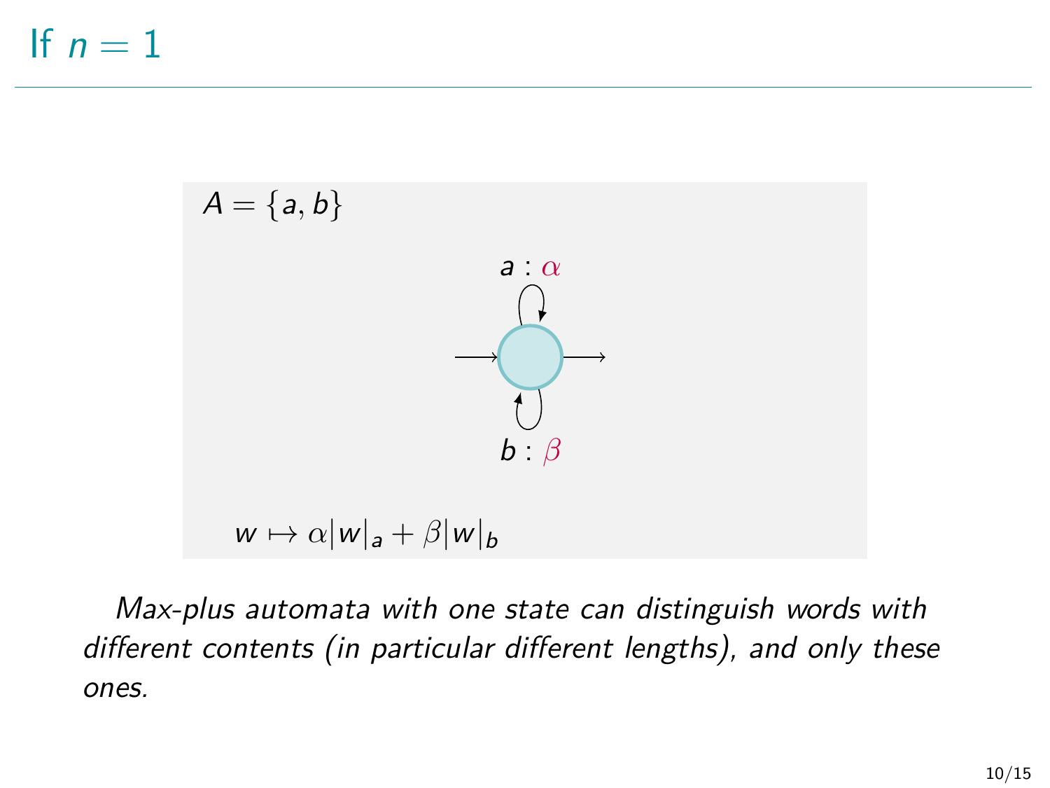# If $n = 1$

$A = \{a, b\}$

$a : \alpha$

$b : \beta$

$w \mapsto \alpha|w|_a + \beta|w|_b$

*Max-plus automata with one state can distinguish words with different contents (in particular different lengths), and only these ones.*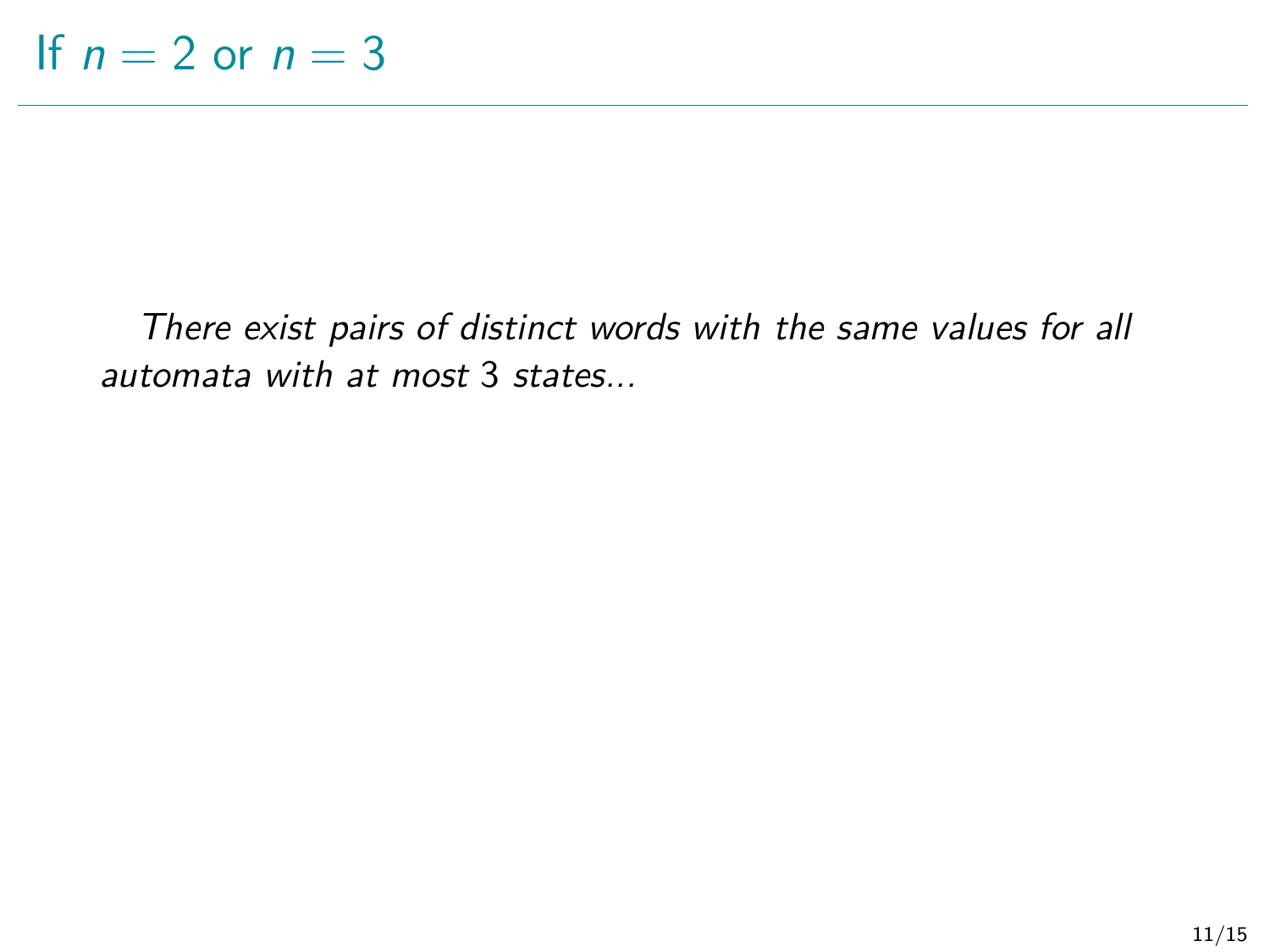# If $n = 2$ or $n = 3$

*There exist pairs of distinct words with the same values for all automata with at most* 3 *states...*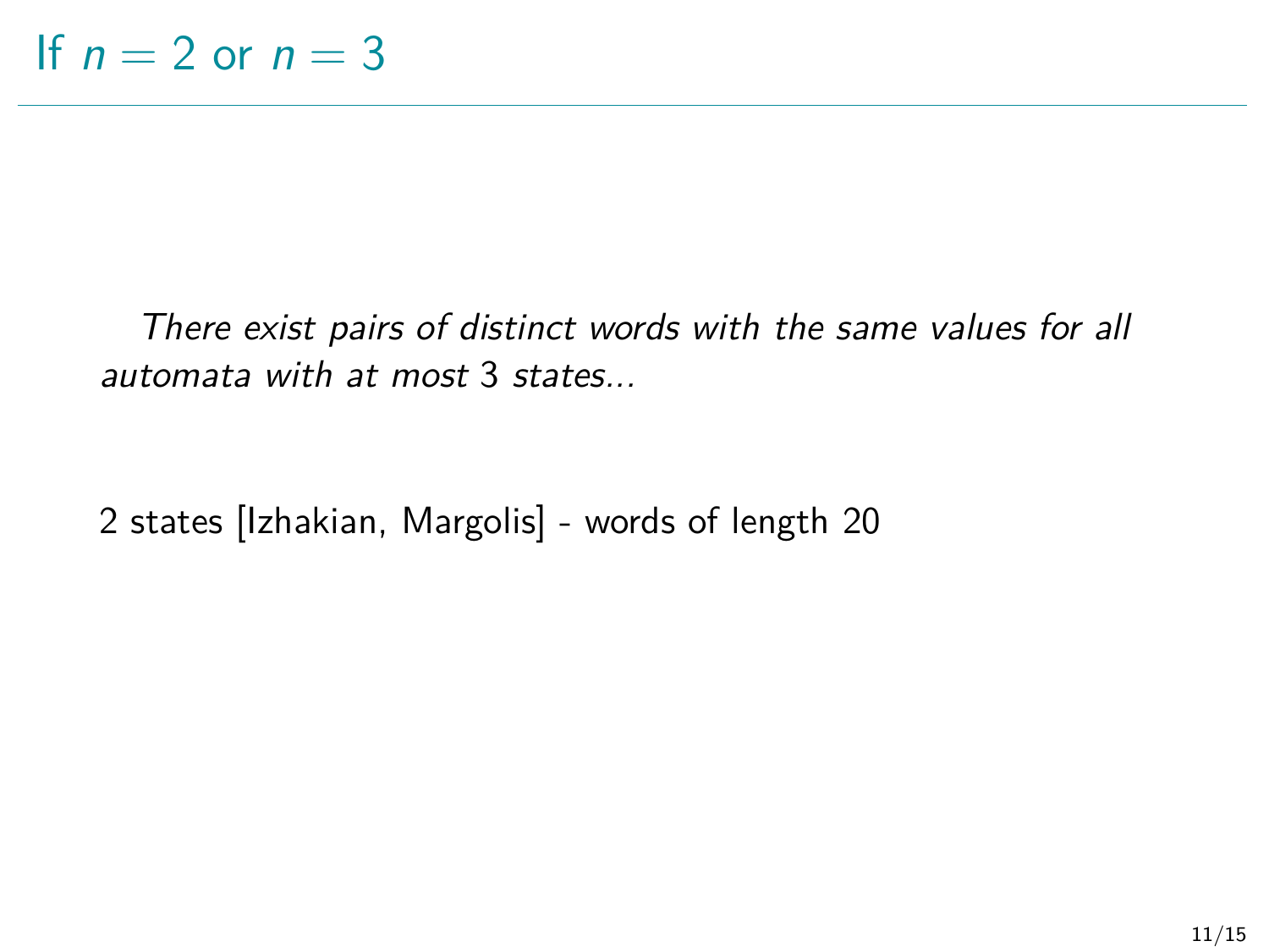# If $n = 2$ or $n = 3$

*There exist pairs of distinct words with the same values for all automata with at most* 3 *states...*

2 states [Izhakian, Margolis] - words of length 20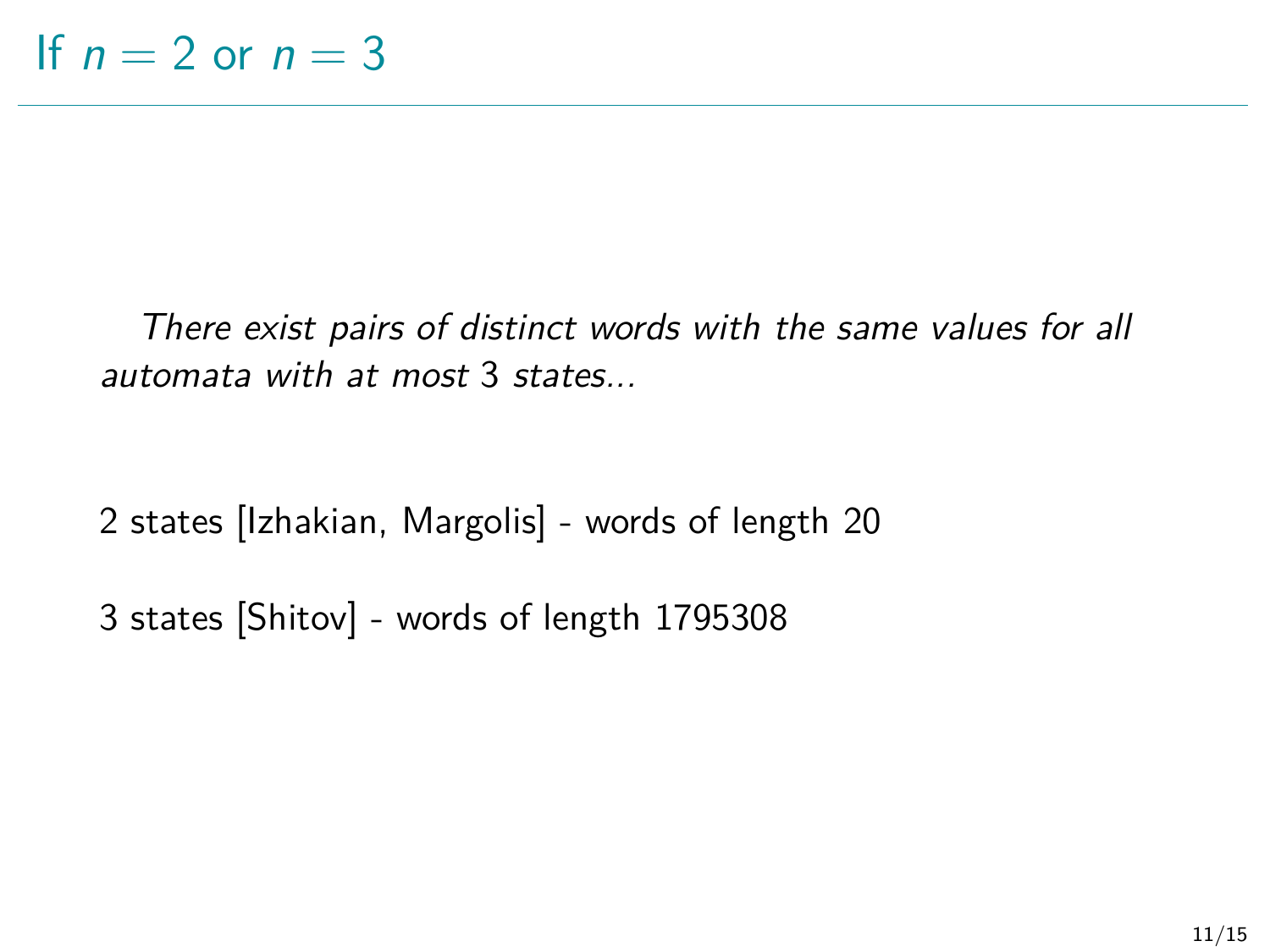# If $n = 2$ or $n = 3$

*There exist pairs of distinct words with the same values for all automata with at most* 3 *states...*

2 states [Izhakian, Margolis] - words of length 20

3 states [Shitov] - words of length 1795308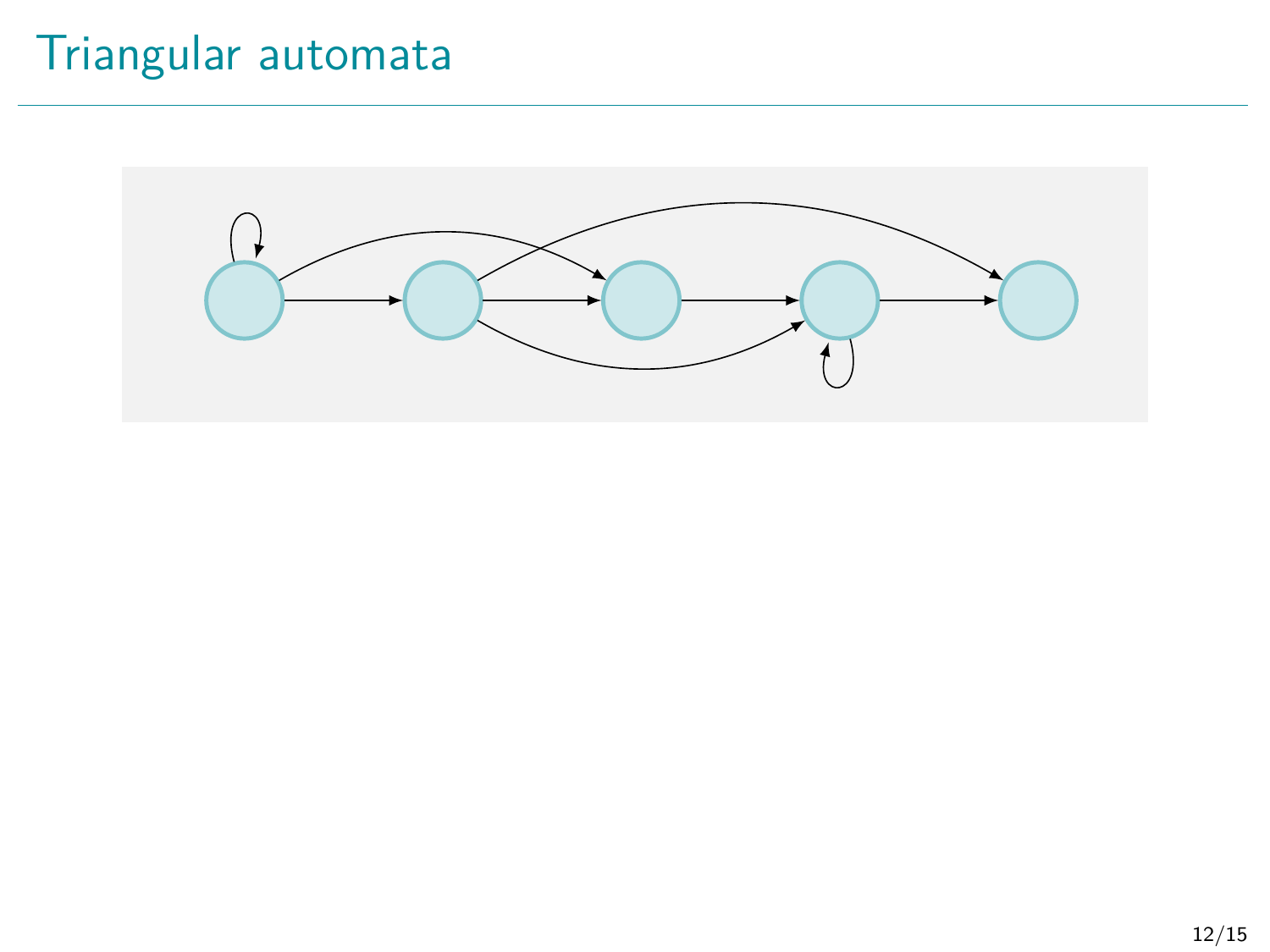# Triangular automata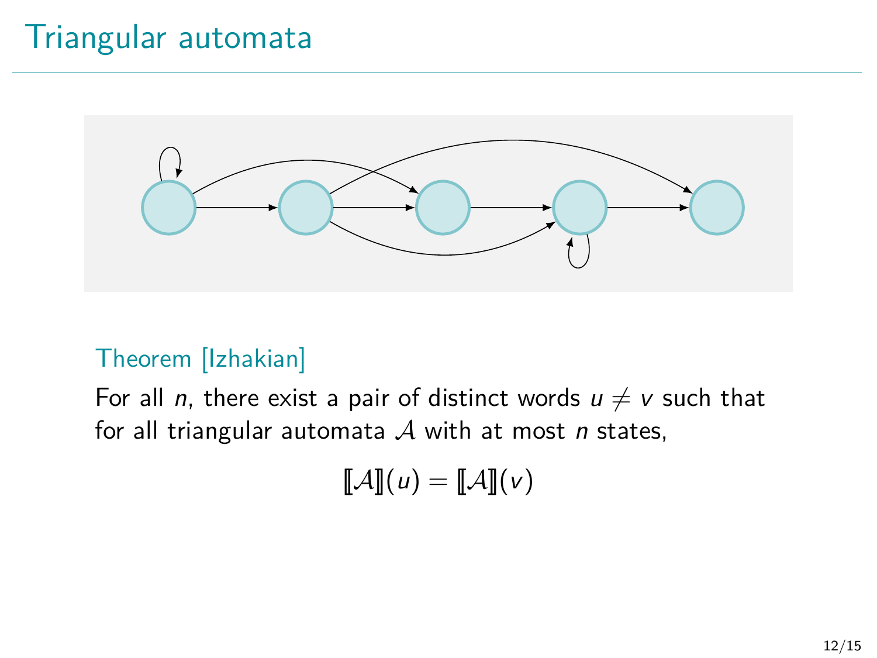# Triangular automata

Theorem [Izhakian]

For all $n$, there exist a pair of distinct words $u \neq v$ such that for all triangular automata $\mathcal{A}$ with at most $n$ states,

$$[\![\mathcal{A}]\!](u) = [\![\mathcal{A}]\!](v)$$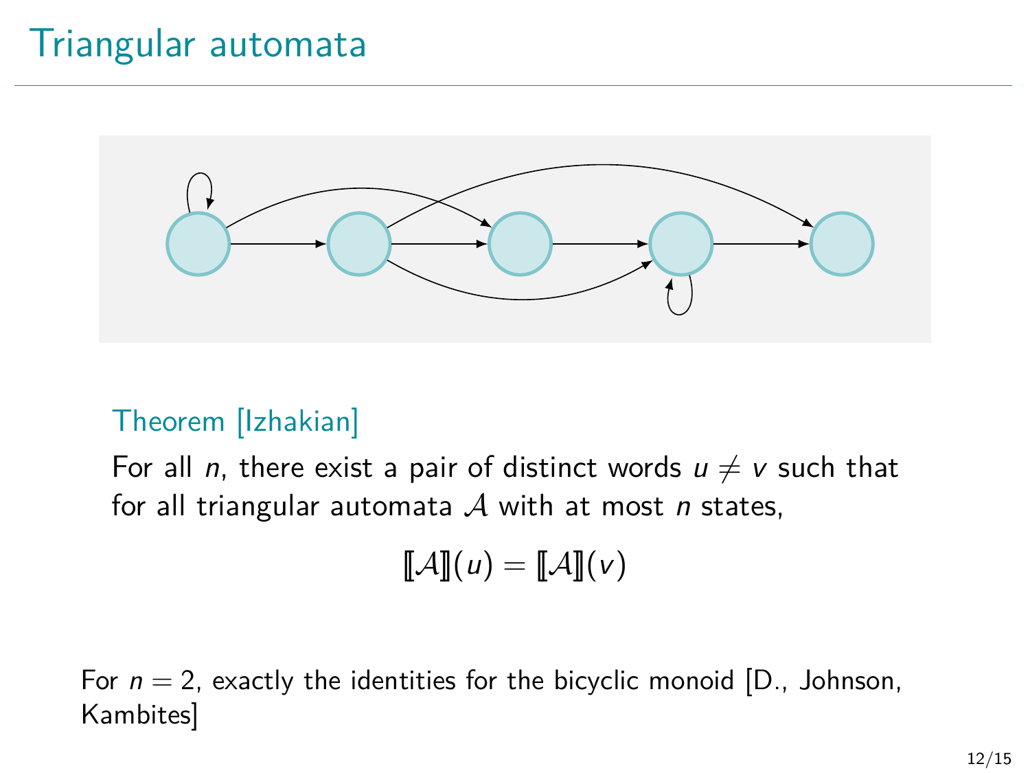# Triangular automata

**Theorem [Izhakian]**

For all $n$, there exist a pair of distinct words $u \neq v$ such that for all triangular automata $\mathcal{A}$ with at most $n$ states,

$$[\![\mathcal{A}]\!](u) = [\![\mathcal{A}]\!](v)$$

For $n = 2$, exactly the identities for the bicyclic monoid [D., Johnson, Kambites]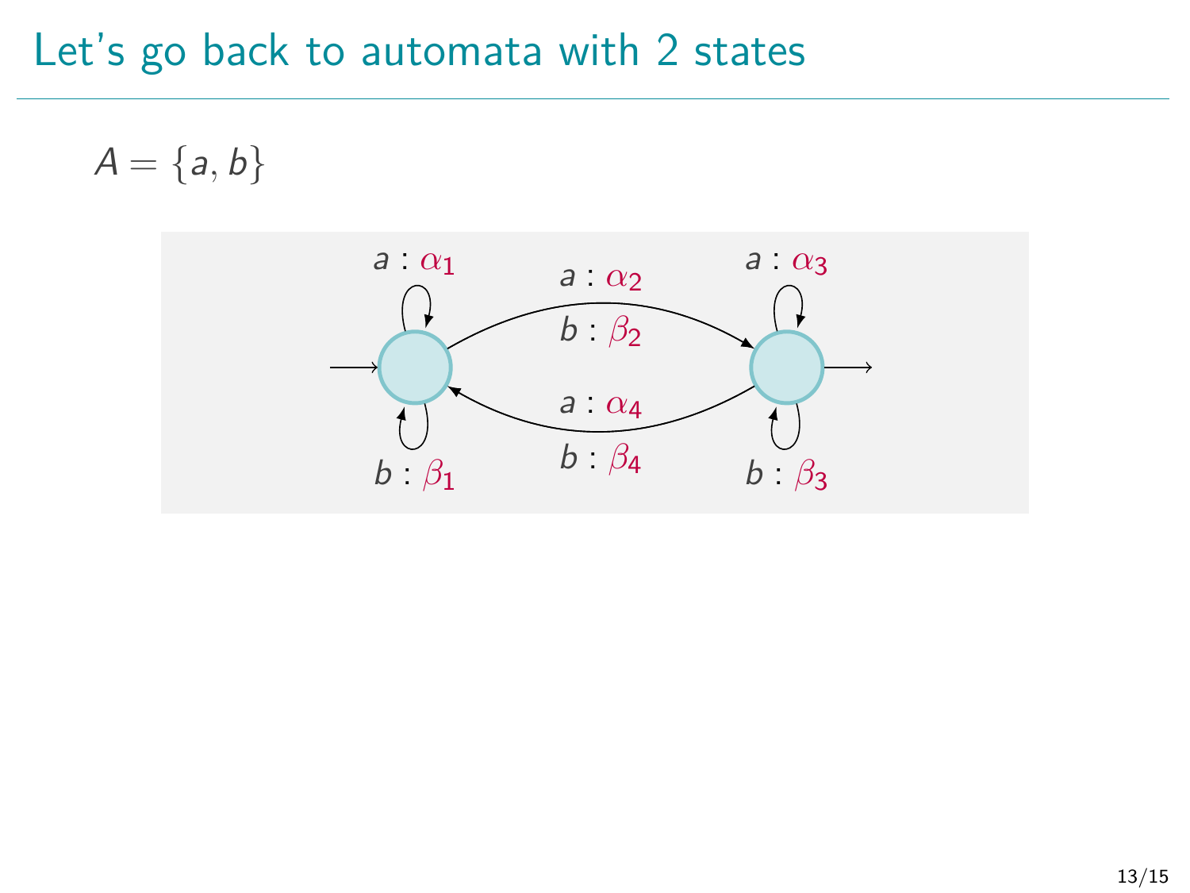# Let's go back to automata with 2 states

$A = \{a, b\}$

$a : \alpha_1$

$a : \alpha_2$

$b : \beta_2$

$a : \alpha_3$

$a : \alpha_4$

$b : \beta_4$

$b : \beta_1$

$b : \beta_3$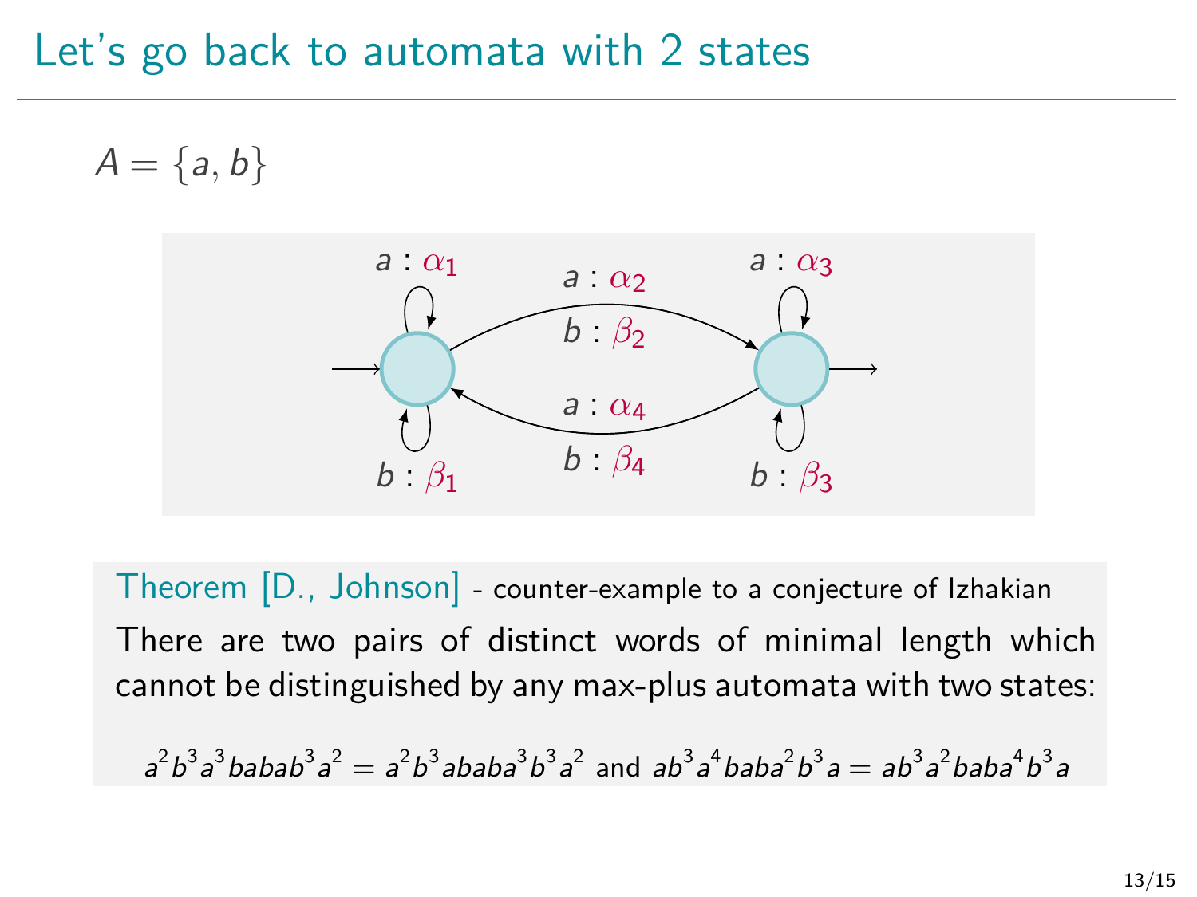# Let's go back to automata with 2 states

$A = \{a, b\}$

$a : \alpha_1$ $a : \alpha_2$ $a : \alpha_3$

$b : \beta_2$

$a : \alpha_4$

$b : \beta_1$ $b : \beta_4$ $b : \beta_3$

Theorem [D., Johnson] - counter-example to a conjecture of Izhakian

There are two pairs of distinct words of minimal length which cannot be distinguished by any max-plus automata with two states:

$$a^2b^3a^3babab^3a^2 = a^2b^3ababa^3b^3a^2 \text{ and } ab^3a^4baba^2b^3a = ab^3a^2baba^4b^3a$$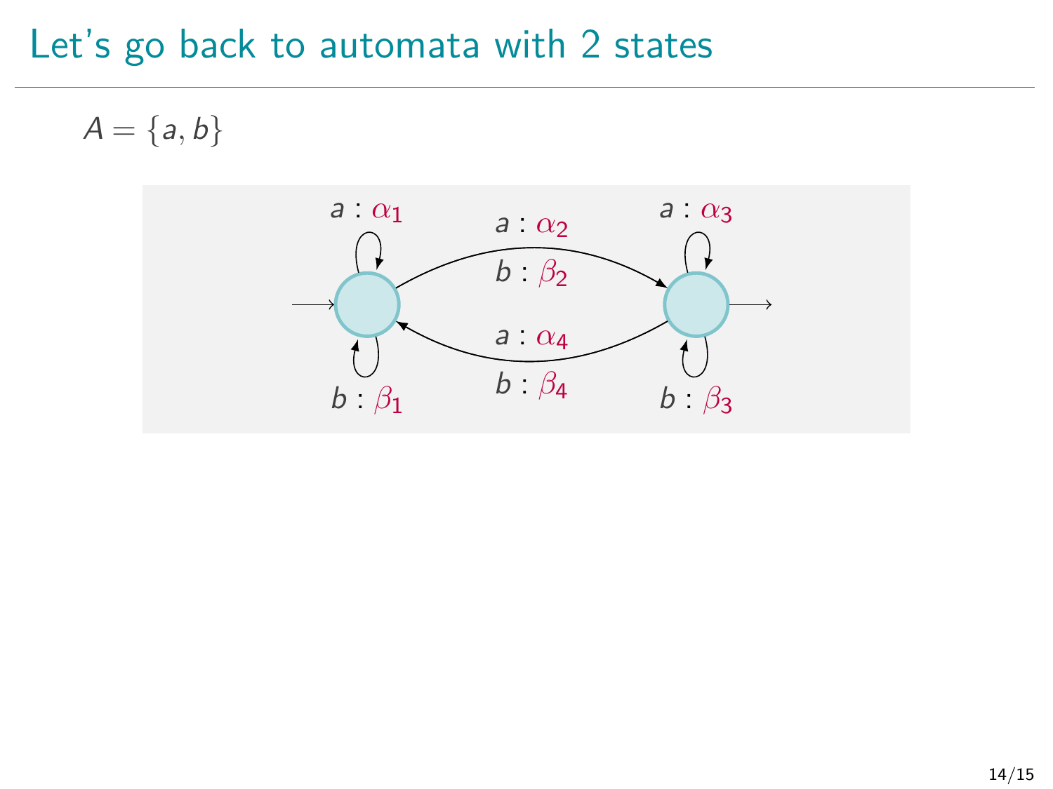# Let's go back to automata with 2 states

$A = \{a, b\}$

$a : \alpha_1$

$a : \alpha_2$

$b : \beta_2$

$a : \alpha_3$

$a : \alpha_4$

$b : \beta_4$

$b : \beta_1$

$b : \beta_3$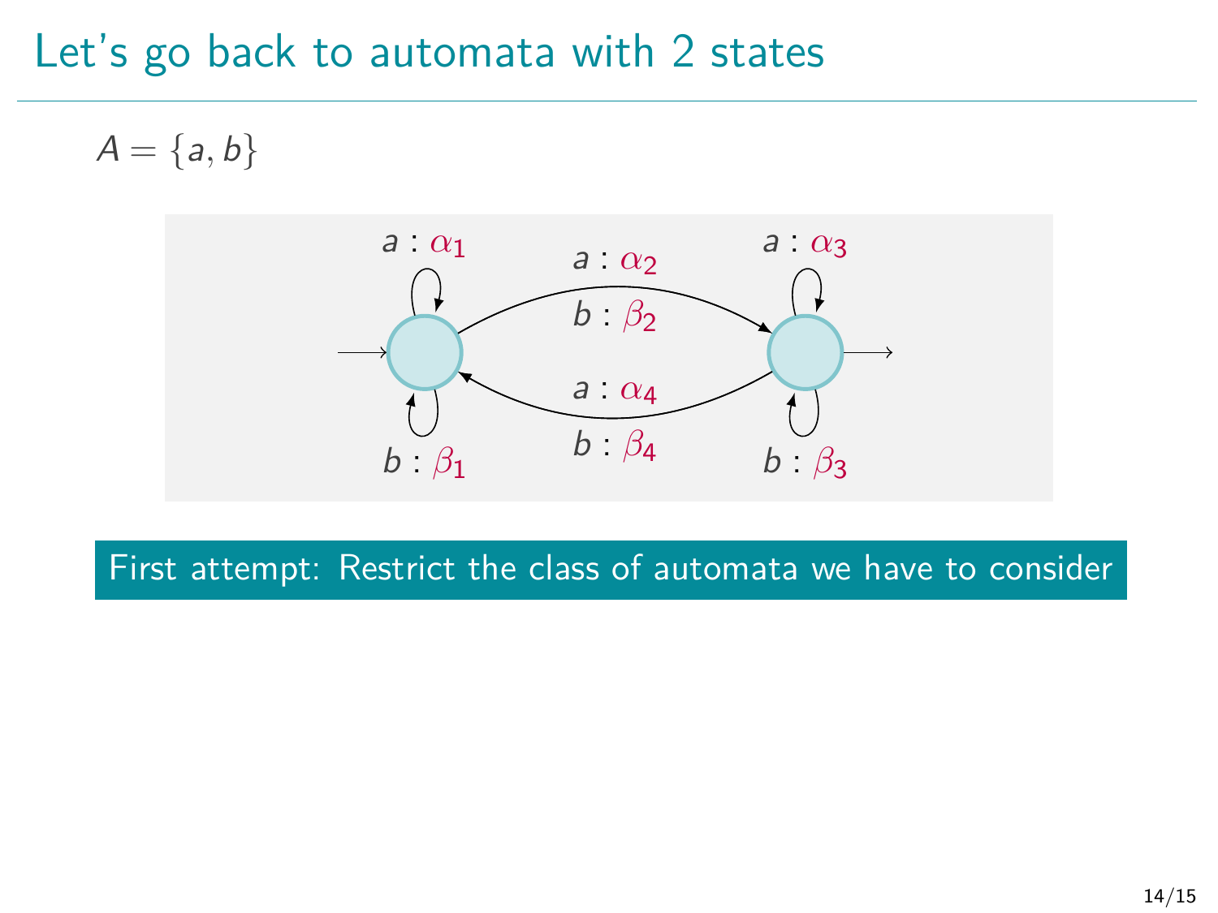# Let's go back to automata with 2 states

$A = \{a, b\}$

$a : \alpha_1$ $\quad$ $a : \alpha_2$ $\quad$ $a : \alpha_3$

$b : \beta_2$

$a : \alpha_4$

$b : \beta_1$ $\quad$ $b : \beta_4$ $\quad$ $b : \beta_3$

**First attempt: Restrict the class of automata we have to consider**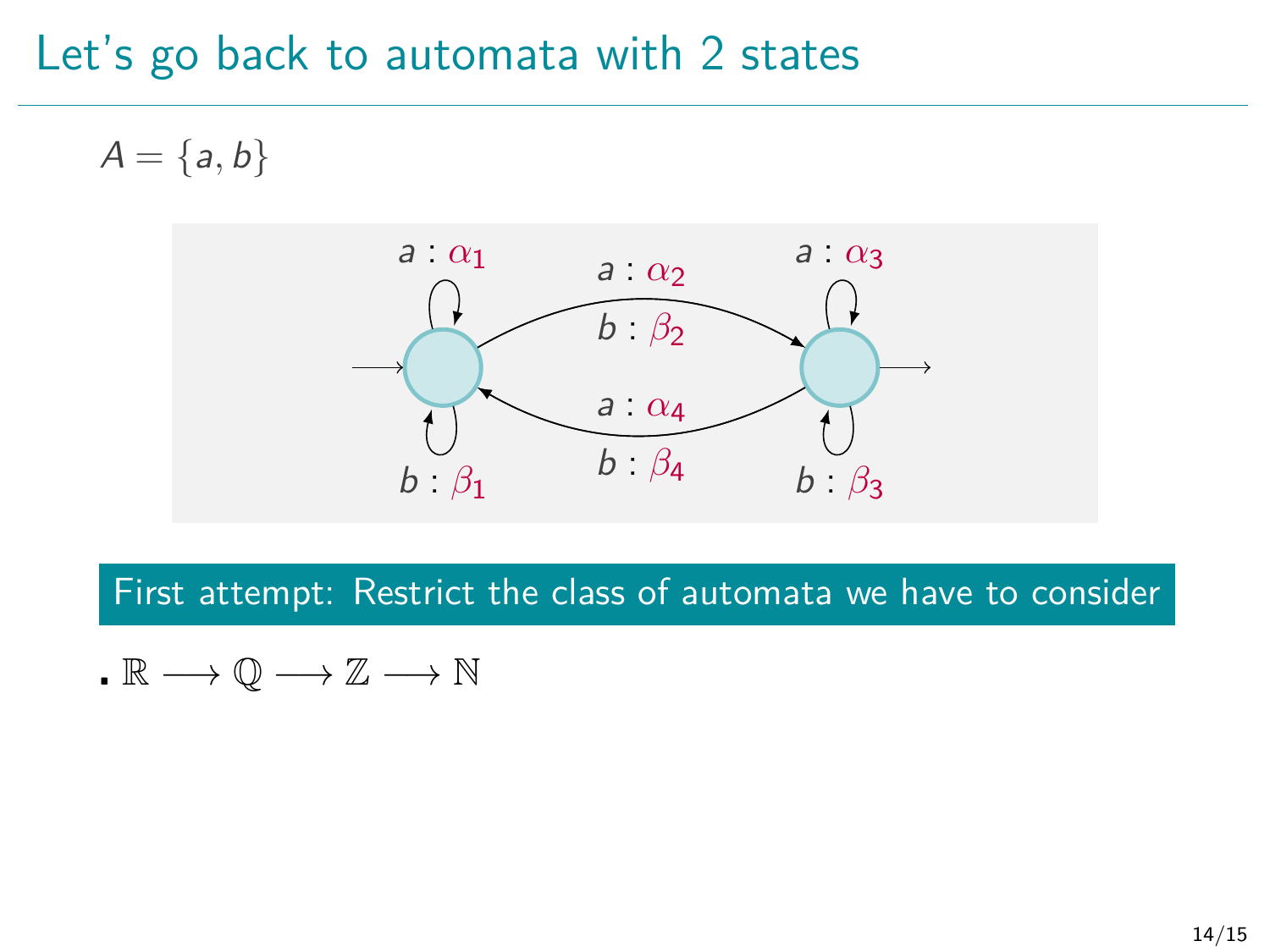# Let's go back to automata with 2 states

$A = \{a, b\}$

$a : \alpha_1$ $a : \alpha_2$ $a : \alpha_3$

$b : \beta_2$

$a : \alpha_4$

$b : \beta_1$ $b : \beta_4$ $b : \beta_3$

**First attempt: Restrict the class of automata we have to consider**

- $\mathbb{R} \longrightarrow \mathbb{Q} \longrightarrow \mathbb{Z} \longrightarrow \mathbb{N}$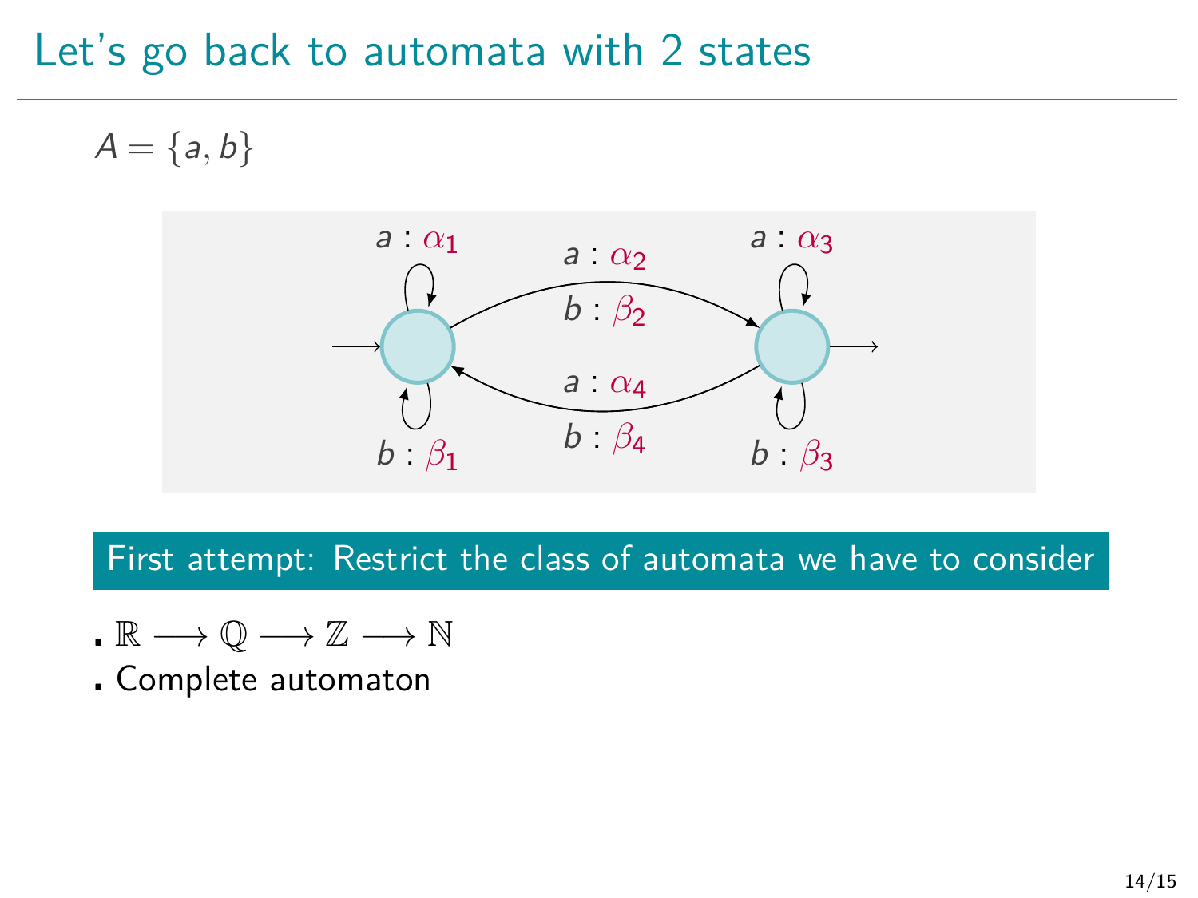# Let's go back to automata with 2 states

$A = \{a, b\}$

$a : \alpha_1$ $a : \alpha_2$ $a : \alpha_3$

$b : \beta_2$

$a : \alpha_4$

$b : \beta_1$ $b : \beta_4$ $b : \beta_3$

**First attempt: Restrict the class of automata we have to consider**

- $\mathbb{R} \longrightarrow \mathbb{Q} \longrightarrow \mathbb{Z} \longrightarrow \mathbb{N}$
- Complete automaton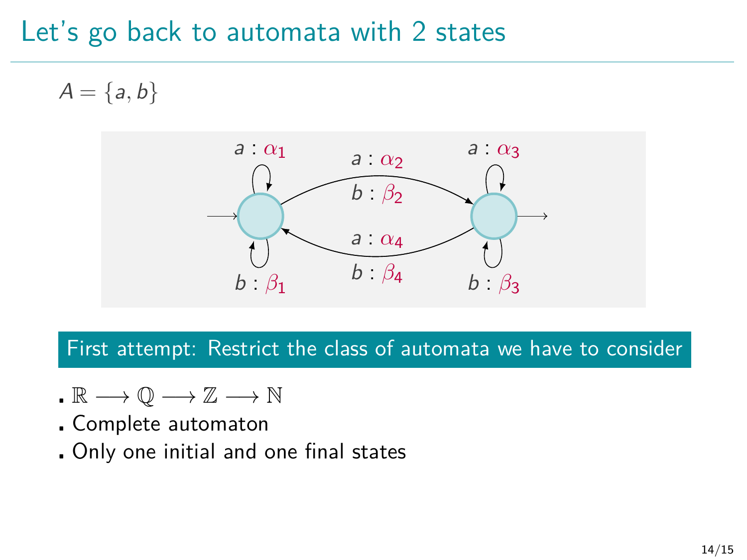# Let's go back to automata with 2 states

$A = \{a, b\}$

$a : \alpha_1$ $\quad$ $a : \alpha_2$ $\quad$ $a : \alpha_3$

$b : \beta_2$

$a : \alpha_4$

$b : \beta_1$ $\quad$ $b : \beta_4$ $\quad$ $b : \beta_3$

**First attempt: Restrict the class of automata we have to consider**

- $\mathbb{R} \longrightarrow \mathbb{Q} \longrightarrow \mathbb{Z} \longrightarrow \mathbb{N}$
- Complete automaton
- Only one initial and one final states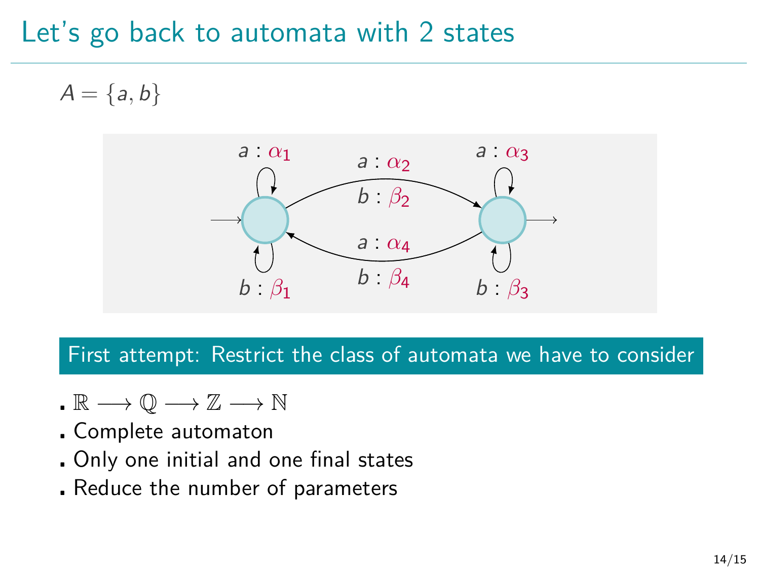# Let's go back to automata with 2 states

$A = \{a, b\}$

$a : \alpha_1$ $a : \alpha_2$ $a : \alpha_3$

$b : \beta_2$

$a : \alpha_4$

$b : \beta_1$ $b : \beta_4$ $b : \beta_3$

**First attempt: Restrict the class of automata we have to consider**

- $\mathbb{R} \longrightarrow \mathbb{Q} \longrightarrow \mathbb{Z} \longrightarrow \mathbb{N}$
- Complete automaton
- Only one initial and one final states
- Reduce the number of parameters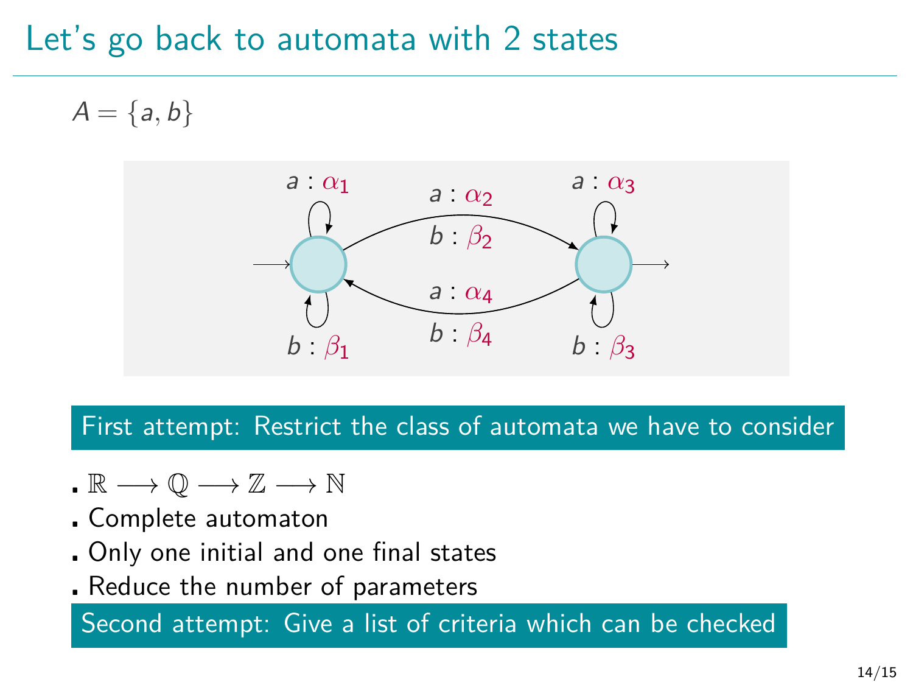# Let's go back to automata with 2 states

$A = \{a, b\}$

$a : \alpha_1$ $a : \alpha_2$ $a : \alpha_3$

$b : \beta_2$

$a : \alpha_4$

$b : \beta_1$ $b : \beta_4$ $b : \beta_3$

**First attempt: Restrict the class of automata we have to consider**

- $\mathbb{R} \longrightarrow \mathbb{Q} \longrightarrow \mathbb{Z} \longrightarrow \mathbb{N}$
- Complete automaton
- Only one initial and one final states
- Reduce the number of parameters

**Second attempt: Give a list of criteria which can be checked**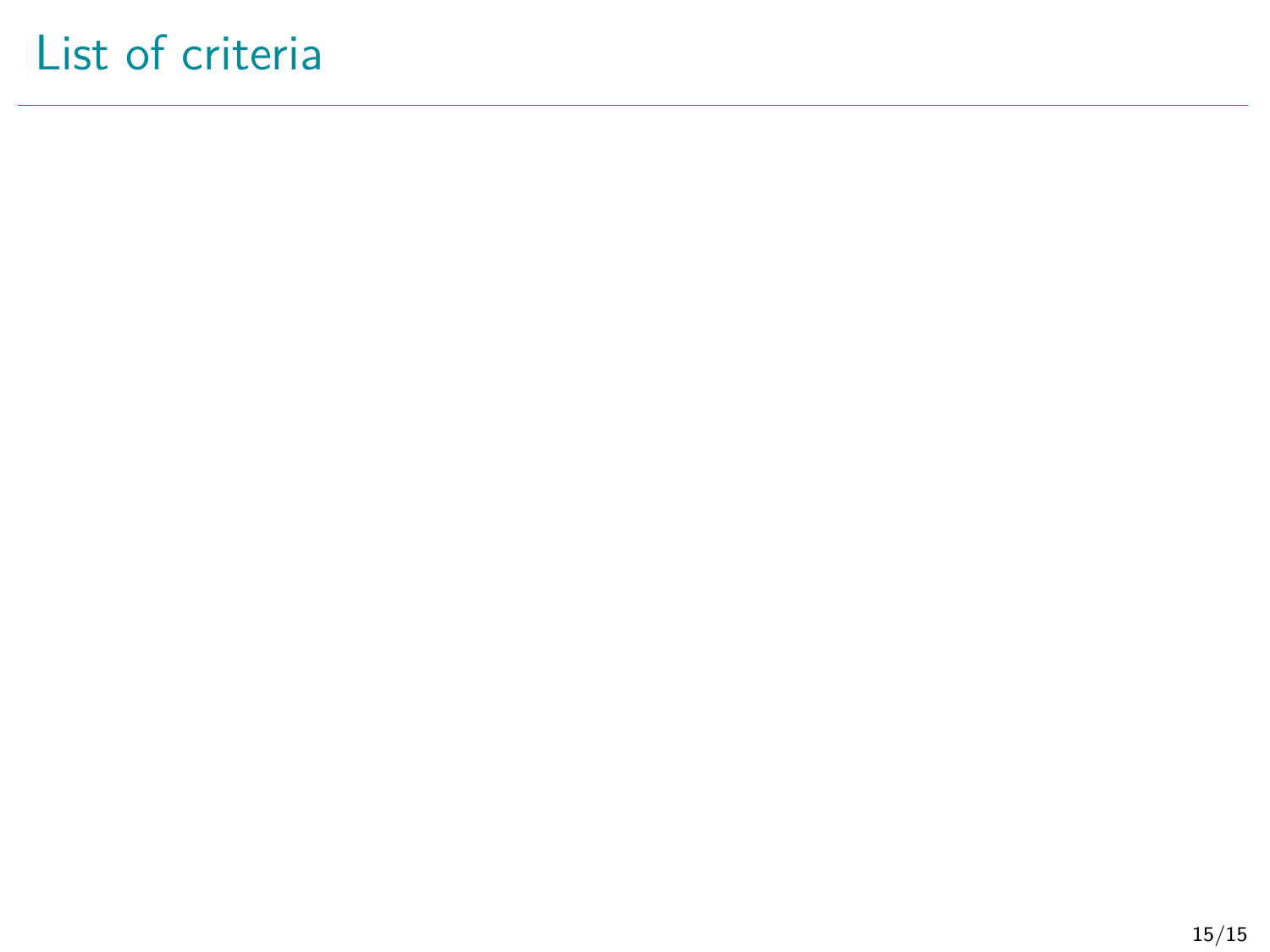# List of criteria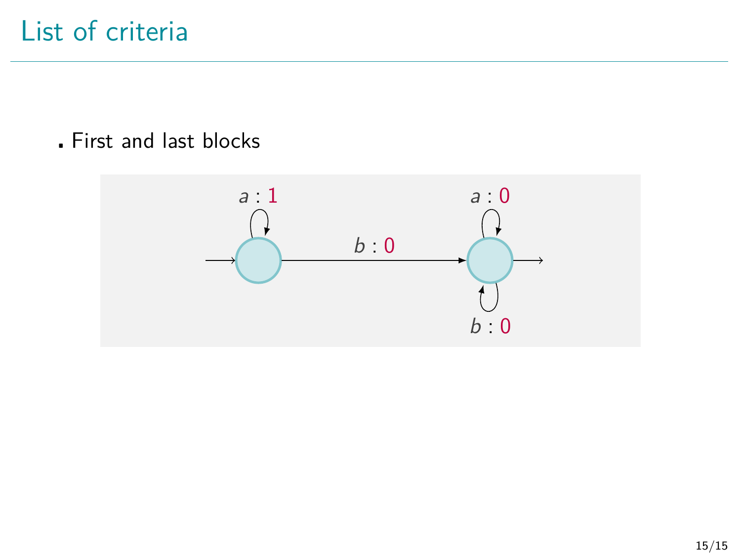# List of criteria

- First and last blocks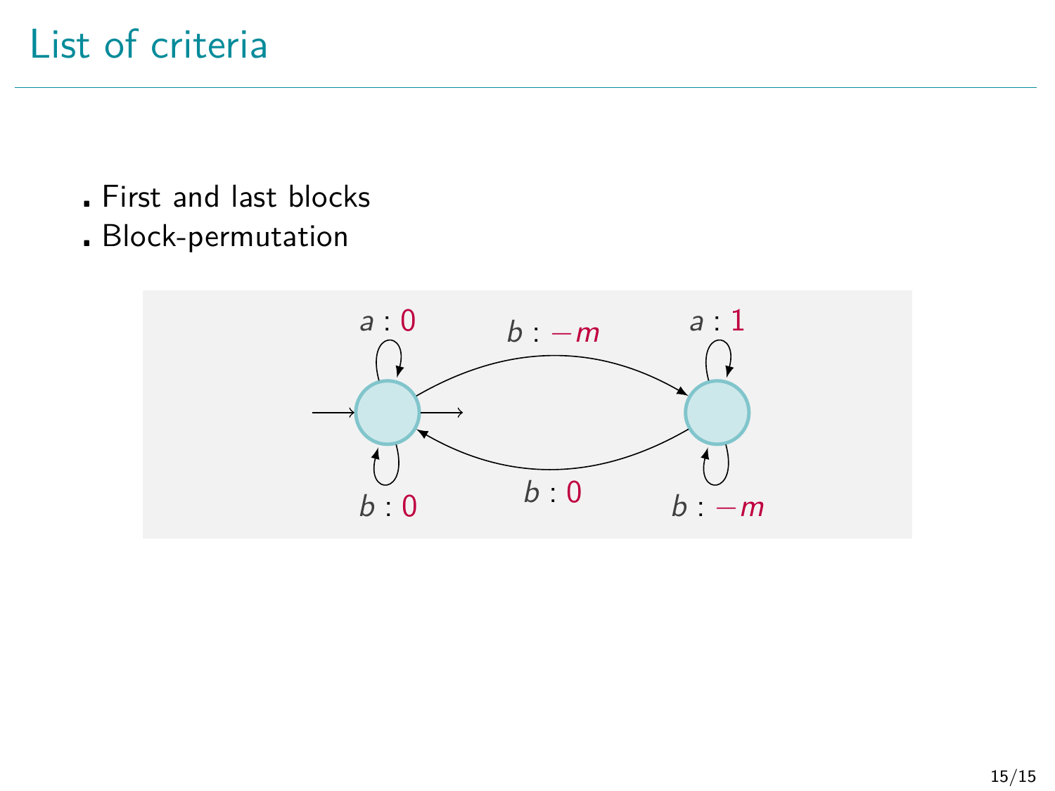# List of criteria

- First and last blocks
- Block-permutation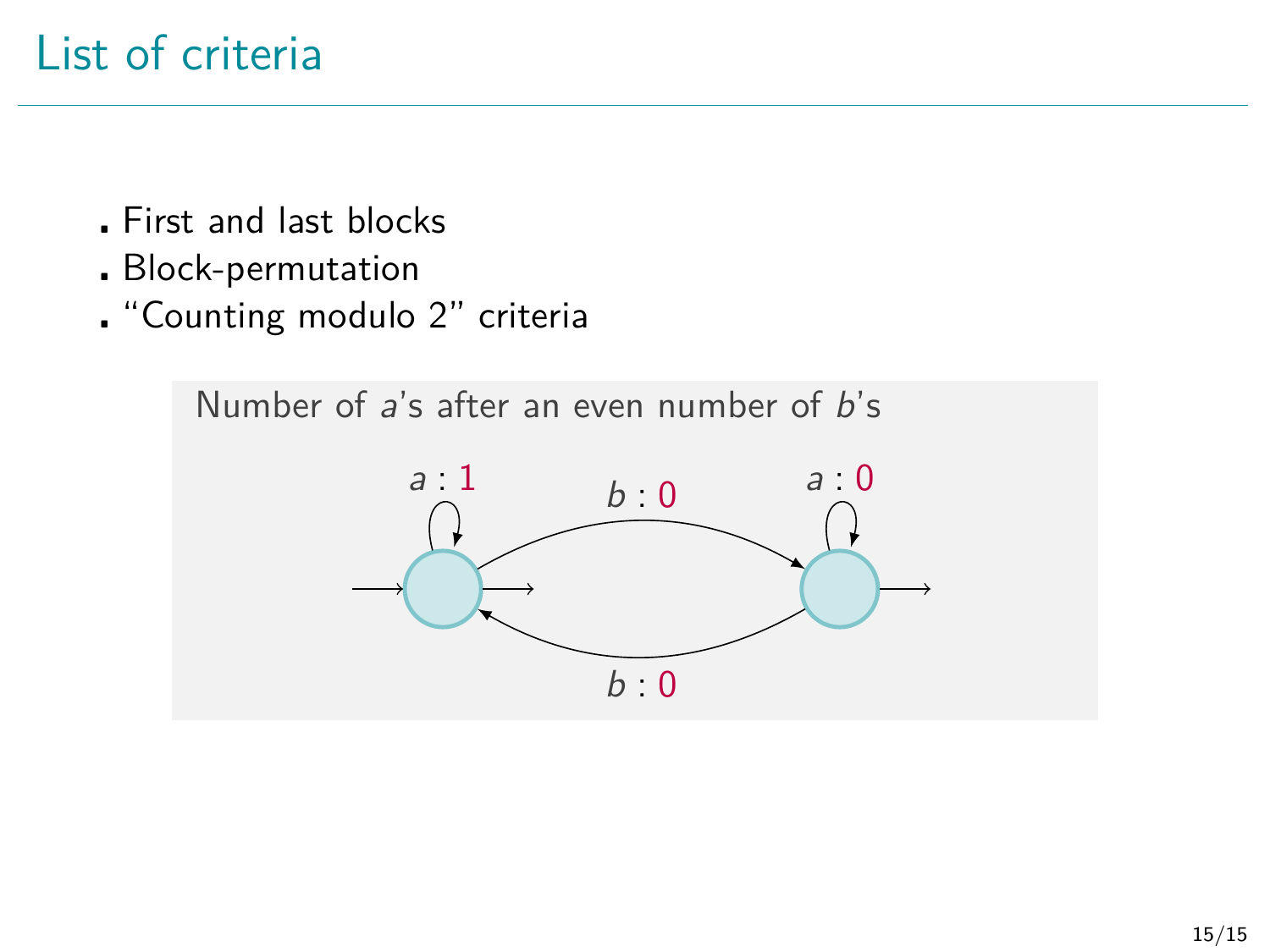# List of criteria

- First and last blocks
- Block-permutation
- "Counting modulo 2" criteria

Number of $a$'s after an even number of $b$'s

$a : 1$ $\quad$ $b : 0$ $\quad$ $a : 0$

$b : 0$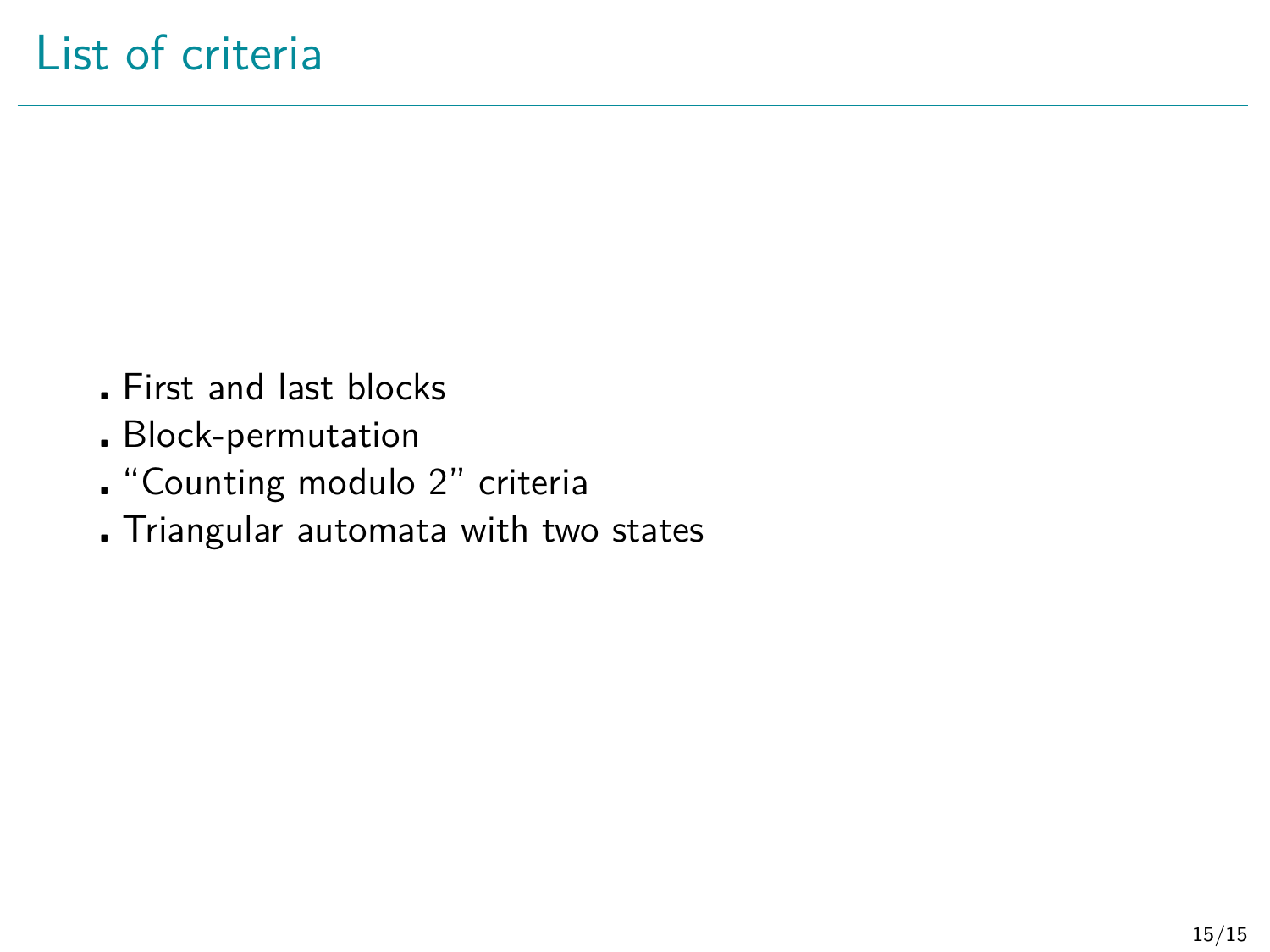# List of criteria

- First and last blocks
- Block-permutation
- "Counting modulo 2" criteria
- Triangular automata with two states